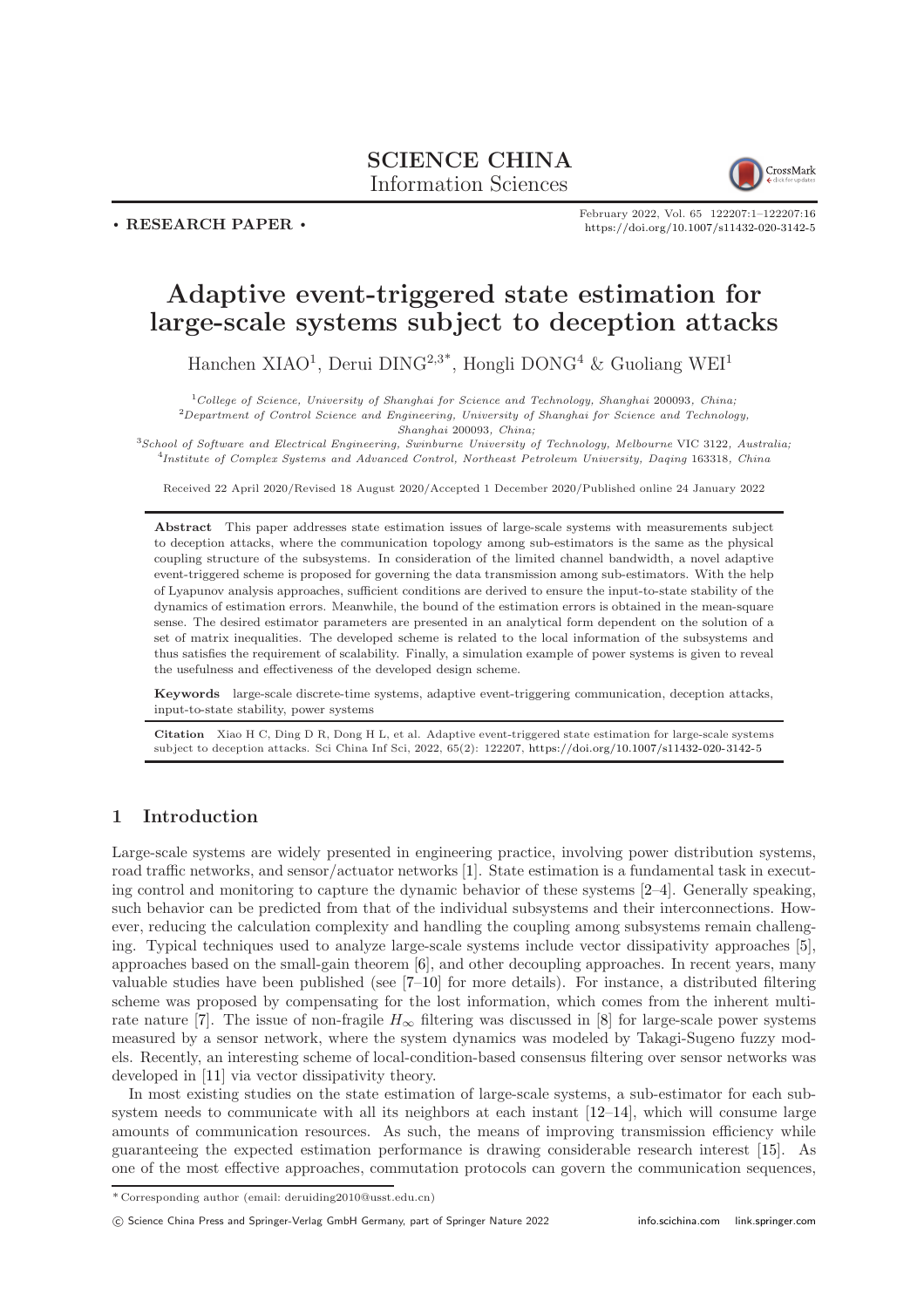SCIENCE CHINA
Information Sciences

• RESEARCH PAPER •

February 2022, Vol. 65 122207:1–122207:16
https://doi.org/10.1007/s11432-020-3142-5

# Adaptive event-triggered state estimation for large-scale systems subject to deception attacks

Hanchen XIAO[1], Derui DING[2,3*], Hongli DONG[4] & Guoliang WEI[1]

[1]*College of Science, University of Shanghai for Science and Technology, Shanghai* 200093*, China;*
[2]*Department of Control Science and Engineering, University of Shanghai for Science and Technology, Shanghai* 200093*, China;*
[3]*School of Software and Electrical Engineering, Swinburne University of Technology, Melbourne* VIC 3122*, Australia;*
[4]*Institute of Complex Systems and Advanced Control, Northeast Petroleum University, Daqing* 163318*, China*

Received 22 April 2020/Revised 18 August 2020/Accepted 1 December 2020/Published online 24 January 2022

**Abstract** This paper addresses state estimation issues of large-scale systems with measurements subject to deception attacks, where the communication topology among sub-estimators is the same as the physical coupling structure of the subsystems. In consideration of the limited channel bandwidth, a novel adaptive event-triggered scheme is proposed for governing the data transmission among sub-estimators. With the help of Lyapunov analysis approaches, sufficient conditions are derived to ensure the input-to-state stability of the dynamics of estimation errors. Meanwhile, the bound of the estimation errors is obtained in the mean-square sense. The desired estimator parameters are presented in an analytical form dependent on the solution of a set of matrix inequalities. The developed scheme is related to the local information of the subsystems and thus satisfies the requirement of scalability. Finally, a simulation example of power systems is given to reveal the usefulness and effectiveness of the developed design scheme.

**Keywords** large-scale discrete-time systems, adaptive event-triggering communication, deception attacks, input-to-state stability, power systems

**Citation** Xiao H C, Ding D R, Dong H L, et al. Adaptive event-triggered state estimation for large-scale systems subject to deception attacks. Sci China Inf Sci, 2022, 65(2): 122207, https://doi.org/10.1007/s11432-020-3142-5

## 1 Introduction

Large-scale systems are widely presented in engineering practice, involving power distribution systems, road traffic networks, and sensor/actuator networks [1]. State estimation is a fundamental task in executing control and monitoring to capture the dynamic behavior of these systems [2–4]. Generally speaking, such behavior can be predicted from that of the individual subsystems and their interconnections. However, reducing the calculation complexity and handling the coupling among subsystems remain challenging. Typical techniques used to analyze large-scale systems include vector dissipativity approaches [5], approaches based on the small-gain theorem [6], and other decoupling approaches. In recent years, many valuable studies have been published (see [7–10] for more details). For instance, a distributed filtering scheme was proposed by compensating for the lost information, which comes from the inherent multi-rate nature [7]. The issue of non-fragile $H_\infty$ filtering was discussed in [8] for large-scale power systems measured by a sensor network, where the system dynamics was modeled by Takagi-Sugeno fuzzy models. Recently, an interesting scheme of local-condition-based consensus filtering over sensor networks was developed in [11] via vector dissipativity theory.

In most existing studies on the state estimation of large-scale systems, a sub-estimator for each subsystem needs to communicate with all its neighbors at each instant [12–14], which will consume large amounts of communication resources. As such, the means of improving transmission efficiency while guaranteeing the expected estimation performance is drawing considerable research interest [15]. As one of the most effective approaches, commutation protocols can govern the communication sequences,

\* Corresponding author (email: deruiding2010@usst.edu.cn)

© Science China Press and Springer-Verlag GmbH Germany, part of Springer Nature 2022 info.scichina.com link.springer.com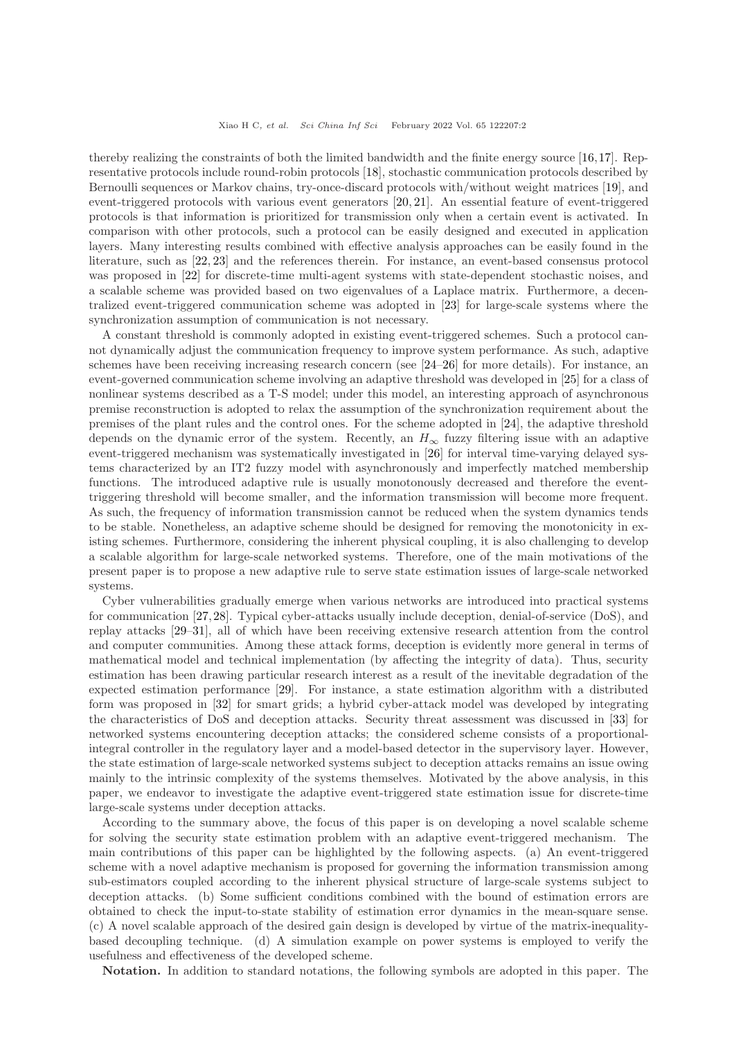thereby realizing the constraints of both the limited bandwidth and the finite energy source [16,17]. Representative protocols include round-robin protocols [18], stochastic communication protocols described by Bernoulli sequences or Markov chains, try-once-discard protocols with/without weight matrices [19], and event-triggered protocols with various event generators [20,21]. An essential feature of event-triggered protocols is that information is prioritized for transmission only when a certain event is activated. In comparison with other protocols, such a protocol can be easily designed and executed in application layers. Many interesting results combined with effective analysis approaches can be easily found in the literature, such as [22,23] and the references therein. For instance, an event-based consensus protocol was proposed in [22] for discrete-time multi-agent systems with state-dependent stochastic noises, and a scalable scheme was provided based on two eigenvalues of a Laplace matrix. Furthermore, a decentralized event-triggered communication scheme was adopted in [23] for large-scale systems where the synchronization assumption of communication is not necessary.

A constant threshold is commonly adopted in existing event-triggered schemes. Such a protocol cannot dynamically adjust the communication frequency to improve system performance. As such, adaptive schemes have been receiving increasing research concern (see [24–26] for more details). For instance, an event-governed communication scheme involving an adaptive threshold was developed in [25] for a class of nonlinear systems described as a T-S model; under this model, an interesting approach of asynchronous premise reconstruction is adopted to relax the assumption of the synchronization requirement about the premises of the plant rules and the control ones. For the scheme adopted in [24], the adaptive threshold depends on the dynamic error of the system. Recently, an $H_\infty$ fuzzy filtering issue with an adaptive event-triggered mechanism was systematically investigated in [26] for interval time-varying delayed systems characterized by an IT2 fuzzy model with asynchronously and imperfectly matched membership functions. The introduced adaptive rule is usually monotonously decreased and therefore the event-triggering threshold will become smaller, and the information transmission will become more frequent. As such, the frequency of information transmission cannot be reduced when the system dynamics tends to be stable. Nonetheless, an adaptive scheme should be designed for removing the monotonicity in existing schemes. Furthermore, considering the inherent physical coupling, it is also challenging to develop a scalable algorithm for large-scale networked systems. Therefore, one of the main motivations of the present paper is to propose a new adaptive rule to serve state estimation issues of large-scale networked systems.

Cyber vulnerabilities gradually emerge when various networks are introduced into practical systems for communication [27,28]. Typical cyber-attacks usually include deception, denial-of-service (DoS), and replay attacks [29–31], all of which have been receiving extensive research attention from the control and computer communities. Among these attack forms, deception is evidently more general in terms of mathematical model and technical implementation (by affecting the integrity of data). Thus, security estimation has been drawing particular research interest as a result of the inevitable degradation of the expected estimation performance [29]. For instance, a state estimation algorithm with a distributed form was proposed in [32] for smart grids; a hybrid cyber-attack model was developed by integrating the characteristics of DoS and deception attacks. Security threat assessment was discussed in [33] for networked systems encountering deception attacks; the considered scheme consists of a proportional-integral controller in the regulatory layer and a model-based detector in the supervisory layer. However, the state estimation of large-scale networked systems subject to deception attacks remains an issue owing mainly to the intrinsic complexity of the systems themselves. Motivated by the above analysis, in this paper, we endeavor to investigate the adaptive event-triggered state estimation issue for discrete-time large-scale systems under deception attacks.

According to the summary above, the focus of this paper is on developing a novel scalable scheme for solving the security state estimation problem with an adaptive event-triggered mechanism. The main contributions of this paper can be highlighted by the following aspects. (a) An event-triggered scheme with a novel adaptive mechanism is proposed for governing the information transmission among sub-estimators coupled according to the inherent physical structure of large-scale systems subject to deception attacks. (b) Some sufficient conditions combined with the bound of estimation errors are obtained to check the input-to-state stability of estimation error dynamics in the mean-square sense. (c) A novel scalable approach of the desired gain design is developed by virtue of the matrix-inequality-based decoupling technique. (d) A simulation example on power systems is employed to verify the usefulness and effectiveness of the developed scheme.

**Notation.** In addition to standard notations, the following symbols are adopted in this paper. The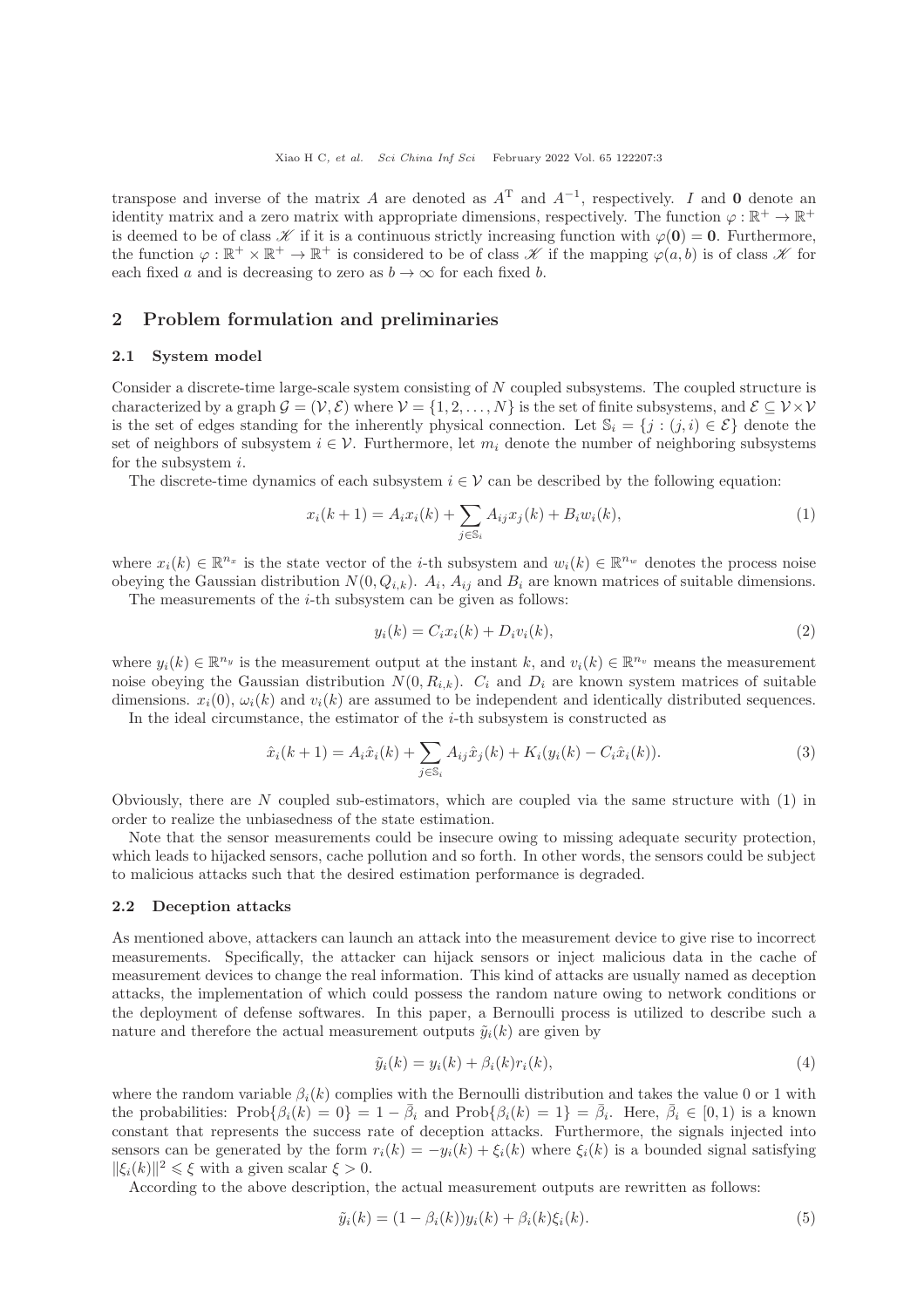transpose and inverse of the matrix $A$ are denoted as $A^{\mathrm{T}}$ and $A^{-1}$, respectively. $I$ and $\mathbf{0}$ denote an identity matrix and a zero matrix with appropriate dimensions, respectively. The function $\varphi : \mathbb{R}^{+} \to \mathbb{R}^{+}$ is deemed to be of class $\mathscr{K}$ if it is a continuous strictly increasing function with $\varphi(\mathbf{0}) = \mathbf{0}$. Furthermore, the function $\varphi : \mathbb{R}^{+} \times \mathbb{R}^{+} \to \mathbb{R}^{+}$ is considered to be of class $\mathscr{K}$ if the mapping $\varphi(a, b)$ is of class $\mathscr{K}$ for each fixed $a$ and is decreasing to zero as $b \to \infty$ for each fixed $b$.

## 2 Problem formulation and preliminaries

### 2.1 System model

Consider a discrete-time large-scale system consisting of $N$ coupled subsystems. The coupled structure is characterized by a graph $\mathcal{G} = (\mathcal{V}, \mathcal{E})$ where $\mathcal{V} = \{1, 2, \ldots, N\}$ is the set of finite subsystems, and $\mathcal{E} \subseteq \mathcal{V} \times \mathcal{V}$ is the set of edges standing for the inherently physical connection. Let $\mathbb{S}_i = \{j : (j, i) \in \mathcal{E}\}$ denote the set of neighbors of subsystem $i \in \mathcal{V}$. Furthermore, let $m_i$ denote the number of neighboring subsystems for the subsystem $i$.

The discrete-time dynamics of each subsystem $i \in \mathcal{V}$ can be described by the following equation:

$$x_i(k+1) = A_i x_i(k) + \sum_{j \in \mathbb{S}_i} A_{ij} x_j(k) + B_i w_i(k), \tag{1}$$

where $x_i(k) \in \mathbb{R}^{n_x}$ is the state vector of the $i$-th subsystem and $w_i(k) \in \mathbb{R}^{n_w}$ denotes the process noise obeying the Gaussian distribution $N(0, Q_{i,k})$. $A_i$, $A_{ij}$ and $B_i$ are known matrices of suitable dimensions.

The measurements of the $i$-th subsystem can be given as follows:

$$y_i(k) = C_i x_i(k) + D_i v_i(k), \tag{2}$$

where $y_i(k) \in \mathbb{R}^{n_y}$ is the measurement output at the instant $k$, and $v_i(k) \in \mathbb{R}^{n_v}$ means the measurement noise obeying the Gaussian distribution $N(0, R_{i,k})$. $C_i$ and $D_i$ are known system matrices of suitable dimensions. $x_i(0)$, $\omega_i(k)$ and $v_i(k)$ are assumed to be independent and identically distributed sequences.

In the ideal circumstance, the estimator of the $i$-th subsystem is constructed as

$$\hat{x}_i(k+1) = A_i \hat{x}_i(k) + \sum_{j \in \mathbb{S}_i} A_{ij} \hat{x}_j(k) + K_i(y_i(k) - C_i \hat{x}_i(k)). \tag{3}$$

Obviously, there are $N$ coupled sub-estimators, which are coupled via the same structure with (1) in order to realize the unbiasedness of the state estimation.

Note that the sensor measurements could be insecure owing to missing adequate security protection, which leads to hijacked sensors, cache pollution and so forth. In other words, the sensors could be subject to malicious attacks such that the desired estimation performance is degraded.

### 2.2 Deception attacks

As mentioned above, attackers can launch an attack into the measurement device to give rise to incorrect measurements. Specifically, the attacker can hijack sensors or inject malicious data in the cache of measurement devices to change the real information. This kind of attacks are usually named as deception attacks, the implementation of which could possess the random nature owing to network conditions or the deployment of defense softwares. In this paper, a Bernoulli process is utilized to describe such a nature and therefore the actual measurement outputs $\tilde{y}_i(k)$ are given by

$$\tilde{y}_i(k) = y_i(k) + \beta_i(k) r_i(k), \tag{4}$$

where the random variable $\beta_i(k)$ complies with the Bernoulli distribution and takes the value 0 or 1 with the probabilities: $\mathrm{Prob}\{\beta_i(k) = 0\} = 1 - \bar{\beta}_i$ and $\mathrm{Prob}\{\beta_i(k) = 1\} = \bar{\beta}_i$. Here, $\bar{\beta}_i \in [0, 1)$ is a known constant that represents the success rate of deception attacks. Furthermore, the signals injected into sensors can be generated by the form $r_i(k) = -y_i(k) + \xi_i(k)$ where $\xi_i(k)$ is a bounded signal satisfying $\|\xi_i(k)\|^2 \leqslant \xi$ with a given scalar $\xi > 0$.

According to the above description, the actual measurement outputs are rewritten as follows:

$$\tilde{y}_i(k) = (1 - \beta_i(k)) y_i(k) + \beta_i(k) \xi_i(k). \tag{5}$$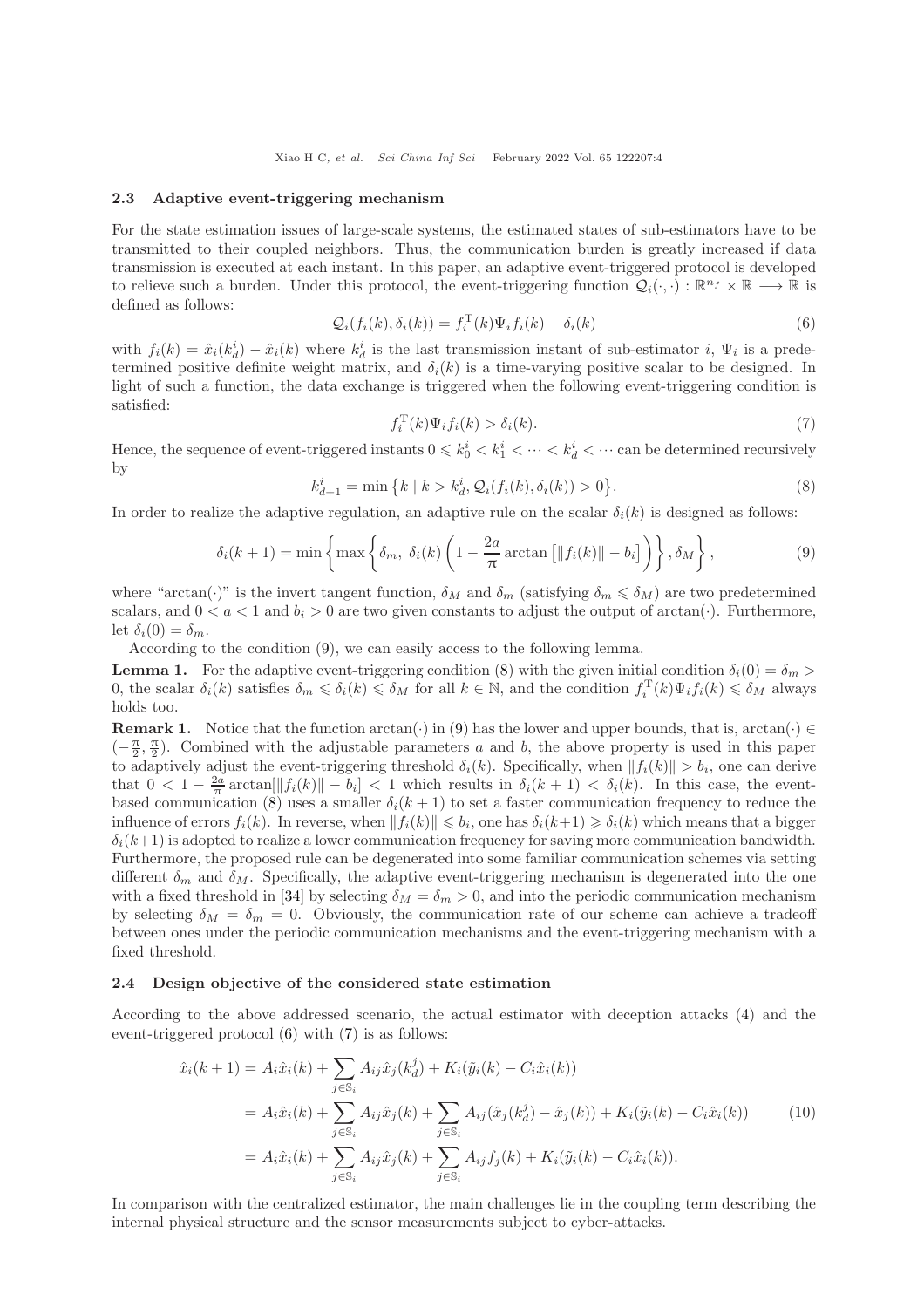### 2.3 Adaptive event-triggering mechanism

For the state estimation issues of large-scale systems, the estimated states of sub-estimators have to be transmitted to their coupled neighbors. Thus, the communication burden is greatly increased if data transmission is executed at each instant. In this paper, an adaptive event-triggered protocol is developed to relieve such a burden. Under this protocol, the event-triggering function $\mathcal{Q}_i(\cdot,\cdot) : \mathbb{R}^{n_f} \times \mathbb{R} \longrightarrow \mathbb{R}$ is defined as follows:

$$\mathcal{Q}_i(f_i(k), \delta_i(k)) = f_i^{\mathrm{T}}(k)\Psi_i f_i(k) - \delta_i(k) \tag{6}$$

with $f_i(k) = \hat{x}_i(k_d^i) - \hat{x}_i(k)$ where $k_d^i$ is the last transmission instant of sub-estimator $i$, $\Psi_i$ is a predetermined positive definite weight matrix, and $\delta_i(k)$ is a time-varying positive scalar to be designed. In light of such a function, the data exchange is triggered when the following event-triggering condition is satisfied:

$$f_i^{\mathrm{T}}(k)\Psi_i f_i(k) > \delta_i(k). \tag{7}$$

Hence, the sequence of event-triggered instants $0 \leqslant k_0^i < k_1^i < \cdots < k_d^i < \cdots$ can be determined recursively by

$$k_{d+1}^i = \min\left\{k \mid k > k_d^i, \mathcal{Q}_i(f_i(k), \delta_i(k)) > 0\right\}. \tag{8}$$

In order to realize the adaptive regulation, an adaptive rule on the scalar $\delta_i(k)$ is designed as follows:

$$\delta_i(k+1) = \min\left\{\max\left\{\delta_m,\ \delta_i(k)\left(1 - \frac{2a}{\pi}\arctan\left[\|f_i(k)\| - b_i\right]\right)\right\}, \delta_M\right\}, \tag{9}$$

where "arctan$(\cdot)$" is the invert tangent function, $\delta_M$ and $\delta_m$ (satisfying $\delta_m \leqslant \delta_M$) are two predetermined scalars, and $0 < a < 1$ and $b_i > 0$ are two given constants to adjust the output of $\arctan(\cdot)$. Furthermore, let $\delta_i(0) = \delta_m$.

According to the condition (9), we can easily access to the following lemma.

**Lemma 1.** For the adaptive event-triggering condition (8) with the given initial condition $\delta_i(0) = \delta_m > 0$, the scalar $\delta_i(k)$ satisfies $\delta_m \leqslant \delta_i(k) \leqslant \delta_M$ for all $k \in \mathbb{N}$, and the condition $f_i^{\mathrm{T}}(k)\Psi_i f_i(k) \leqslant \delta_M$ always holds too.

**Remark 1.** Notice that the function $\arctan(\cdot)$ in (9) has the lower and upper bounds, that is, $\arctan(\cdot) \in (-\frac{\pi}{2}, \frac{\pi}{2})$. Combined with the adjustable parameters $a$ and $b$, the above property is used in this paper to adaptively adjust the event-triggering threshold $\delta_i(k)$. Specifically, when $\|f_i(k)\| > b_i$, one can derive that $0 < 1 - \frac{2a}{\pi}\arctan[\|f_i(k)\| - b_i] < 1$ which results in $\delta_i(k+1) < \delta_i(k)$. In this case, the event-based communication (8) uses a smaller $\delta_i(k+1)$ to set a faster communication frequency to reduce the influence of errors $f_i(k)$. In reverse, when $\|f_i(k)\| \leqslant b_i$, one has $\delta_i(k+1) \geqslant \delta_i(k)$ which means that a bigger $\delta_i(k+1)$ is adopted to realize a lower communication frequency for saving more communication bandwidth. Furthermore, the proposed rule can be degenerated into some familiar communication schemes via setting different $\delta_m$ and $\delta_M$. Specifically, the adaptive event-triggering mechanism is degenerated into the one with a fixed threshold in [34] by selecting $\delta_M = \delta_m > 0$, and into the periodic communication mechanism by selecting $\delta_M = \delta_m = 0$. Obviously, the communication rate of our scheme can achieve a tradeoff between ones under the periodic communication mechanisms and the event-triggering mechanism with a fixed threshold.

### 2.4 Design objective of the considered state estimation

According to the above addressed scenario, the actual estimator with deception attacks (4) and the event-triggered protocol (6) with (7) is as follows:

$$\begin{aligned}
\hat{x}_i(k+1) &= A_i\hat{x}_i(k) + \sum_{j\in\mathbb{S}_i} A_{ij}\hat{x}_j(k_d^j) + K_i(\tilde{y}_i(k) - C_i\hat{x}_i(k)) \\
&= A_i\hat{x}_i(k) + \sum_{j\in\mathbb{S}_i} A_{ij}\hat{x}_j(k) + \sum_{j\in\mathbb{S}_i} A_{ij}(\hat{x}_j(k_d^j) - \hat{x}_j(k)) + K_i(\tilde{y}_i(k) - C_i\hat{x}_i(k)) \\
&= A_i\hat{x}_i(k) + \sum_{j\in\mathbb{S}_i} A_{ij}\hat{x}_j(k) + \sum_{j\in\mathbb{S}_i} A_{ij}f_j(k) + K_i(\tilde{y}_i(k) - C_i\hat{x}_i(k)).
\end{aligned} \tag{10}$$

In comparison with the centralized estimator, the main challenges lie in the coupling term describing the internal physical structure and the sensor measurements subject to cyber-attacks.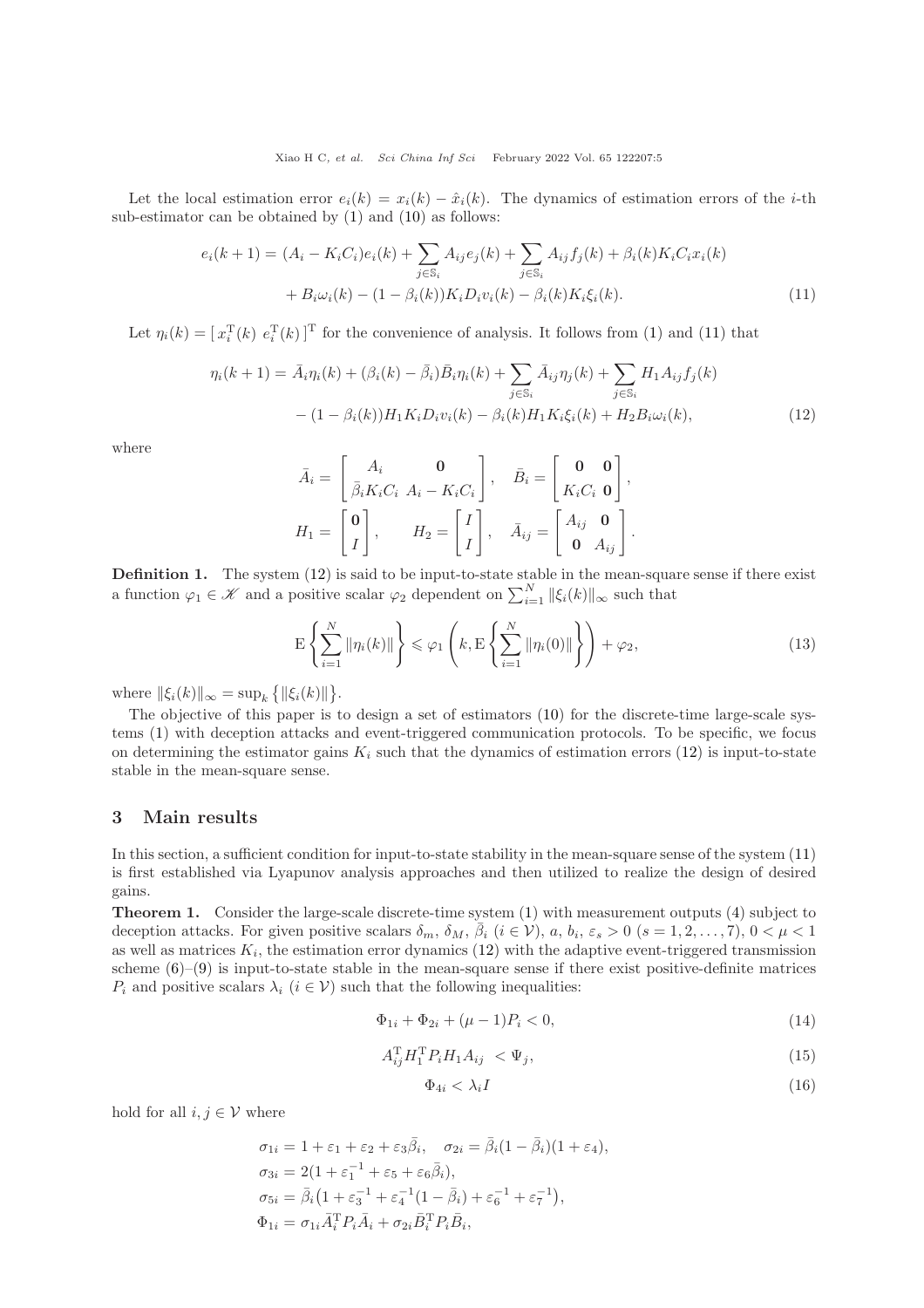Let the local estimation error $e_i(k) = x_i(k) - \hat{x}_i(k)$. The dynamics of estimation errors of the $i$-th sub-estimator can be obtained by (1) and (10) as follows:

$$
\begin{aligned}
e_i(k+1) = {} & (A_i - K_iC_i)e_i(k) + \sum_{j\in\mathbb{S}_i} A_{ij}e_j(k) + \sum_{j\in\mathbb{S}_i} A_{ij}f_j(k) + \beta_i(k)K_iC_ix_i(k) \\
& + B_i\omega_i(k) - (1-\beta_i(k))K_iD_iv_i(k) - \beta_i(k)K_i\xi_i(k).
\end{aligned} \tag{11}
$$

Let $\eta_i(k) = [\, x_i^{\mathrm{T}}(k)\ e_i^{\mathrm{T}}(k)\,]^{\mathrm{T}}$ for the convenience of analysis. It follows from (1) and (11) that

$$
\begin{aligned}
\eta_i(k+1) = {} & \bar{A}_i\eta_i(k) + (\beta_i(k) - \bar{\beta}_i)\bar{B}_i\eta_i(k) + \sum_{j\in\mathbb{S}_i} \bar{A}_{ij}\eta_j(k) + \sum_{j\in\mathbb{S}_i} H_1A_{ij}f_j(k) \\
& - (1-\beta_i(k))H_1K_iD_iv_i(k) - \beta_i(k)H_1K_i\xi_i(k) + H_2B_i\omega_i(k),
\end{aligned} \tag{12}
$$

where

$$
\bar{A}_i = \begin{bmatrix} A_i & \mathbf{0} \\ \bar{\beta}_iK_iC_i & A_i - K_iC_i \end{bmatrix}, \quad \bar{B}_i = \begin{bmatrix} \mathbf{0} & \mathbf{0} \\ K_iC_i & \mathbf{0} \end{bmatrix},
$$

$$
H_1 = \begin{bmatrix} \mathbf{0} \\ I \end{bmatrix}, \qquad H_2 = \begin{bmatrix} I \\ I \end{bmatrix}, \quad \bar{A}_{ij} = \begin{bmatrix} A_{ij} & \mathbf{0} \\ \mathbf{0} & A_{ij} \end{bmatrix}.
$$

**Definition 1.** The system (12) is said to be input-to-state stable in the mean-square sense if there exist a function $\varphi_1 \in \mathscr{K}$ and a positive scalar $\varphi_2$ dependent on $\sum_{i=1}^{N}\|\xi_i(k)\|_\infty$ such that

$$
\mathrm{E}\left\{\sum_{i=1}^{N}\|\eta_i(k)\|\right\} \leqslant \varphi_1\left(k, \mathrm{E}\left\{\sum_{i=1}^{N}\|\eta_i(0)\|\right\}\right) + \varphi_2, \tag{13}
$$

where $\|\xi_i(k)\|_\infty = \sup_k\left\{\|\xi_i(k)\|\right\}$.

The objective of this paper is to design a set of estimators (10) for the discrete-time large-scale systems (1) with deception attacks and event-triggered communication protocols. To be specific, we focus on determining the estimator gains $K_i$ such that the dynamics of estimation errors (12) is input-to-state stable in the mean-square sense.

## 3 Main results

In this section, a sufficient condition for input-to-state stability in the mean-square sense of the system (11) is first established via Lyapunov analysis approaches and then utilized to realize the design of desired gains.

**Theorem 1.** Consider the large-scale discrete-time system (1) with measurement outputs (4) subject to deception attacks. For given positive scalars $\delta_m$, $\delta_M$, $\bar{\beta}_i$ $(i \in \mathcal{V})$, $a$, $b_i$, $\varepsilon_s > 0$ $(s = 1, 2, \ldots, 7)$, $0 < \mu < 1$ as well as matrices $K_i$, the estimation error dynamics (12) with the adaptive event-triggered transmission scheme (6)–(9) is input-to-state stable in the mean-square sense if there exist positive-definite matrices $P_i$ and positive scalars $\lambda_i$ $(i \in \mathcal{V})$ such that the following inequalities:

$$
\Phi_{1i} + \Phi_{2i} + (\mu - 1)P_i < 0, \tag{14}
$$

$$
A_{ij}^{\mathrm{T}}H_1^{\mathrm{T}}P_iH_1A_{ij} < \Psi_j, \tag{15}
$$

$$
\Phi_{4i} < \lambda_i I \tag{16}
$$

hold for all $i, j \in \mathcal{V}$ where

$$
\begin{aligned}
&\sigma_{1i} = 1 + \varepsilon_1 + \varepsilon_2 + \varepsilon_3\bar{\beta}_i, \quad \sigma_{2i} = \bar{\beta}_i(1-\bar{\beta}_i)(1+\varepsilon_4), \\
&\sigma_{3i} = 2(1 + \varepsilon_1^{-1} + \varepsilon_5 + \varepsilon_6\bar{\beta}_i), \\
&\sigma_{5i} = \bar{\beta}_i\big(1 + \varepsilon_3^{-1} + \varepsilon_4^{-1}(1-\bar{\beta}_i) + \varepsilon_6^{-1} + \varepsilon_7^{-1}\big), \\
&\Phi_{1i} = \sigma_{1i}\bar{A}_i^{\mathrm{T}}P_i\bar{A}_i + \sigma_{2i}\bar{B}_i^{\mathrm{T}}P_i\bar{B}_i,
\end{aligned}
$$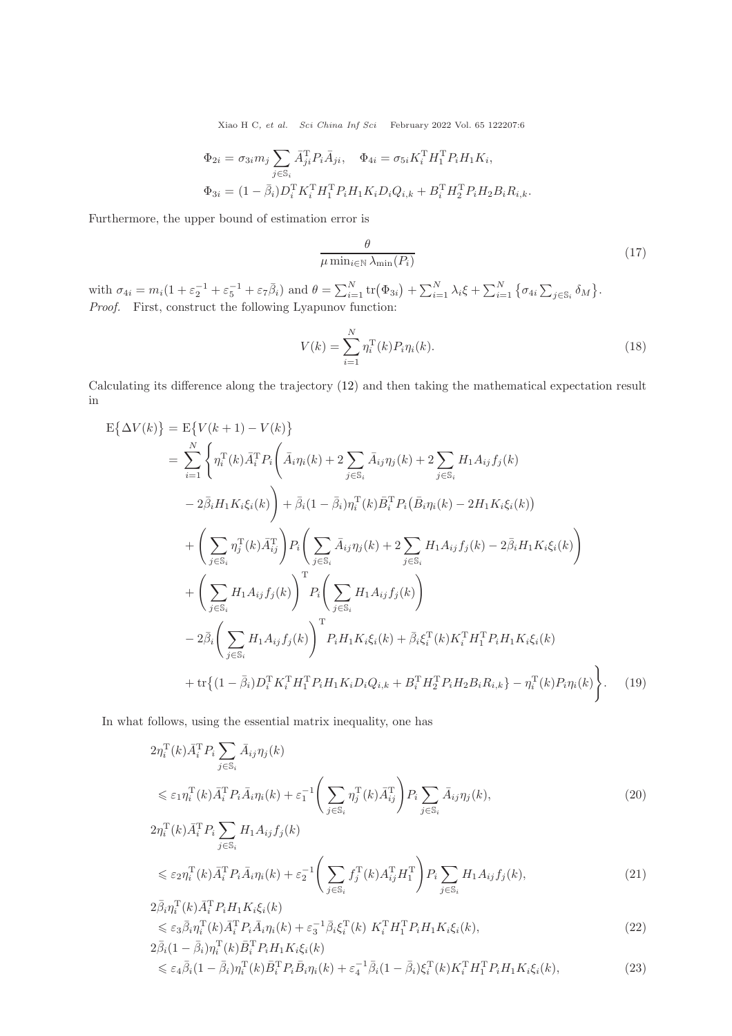$$\Phi_{2i} = \sigma_{3i} m_j \sum_{j\in\mathbb{S}_i} \bar{A}_{ji}^{\mathrm{T}} P_i \bar{A}_{ji}, \quad \Phi_{4i} = \sigma_{5i} K_i^{\mathrm{T}} H_1^{\mathrm{T}} P_i H_1 K_i,$$

$$\Phi_{3i} = (1-\bar{\beta}_i) D_i^{\mathrm{T}} K_i^{\mathrm{T}} H_1^{\mathrm{T}} P_i H_1 K_i D_i Q_{i,k} + B_i^{\mathrm{T}} H_2^{\mathrm{T}} P_i H_2 B_i R_{i,k}.$$

Furthermore, the upper bound of estimation error is

$$\frac{\theta}{\mu \min_{i\in\mathbb{N}} \lambda_{\min}(P_i)} \tag{17}$$

with $\sigma_{4i} = m_i(1+\varepsilon_2^{-1}+\varepsilon_5^{-1}+\varepsilon_7\bar{\beta}_i)$ and $\theta = \sum_{i=1}^{N} \mathrm{tr}(\Phi_{3i}) + \sum_{i=1}^{N} \lambda_i \xi + \sum_{i=1}^{N} \left\{\sigma_{4i} \sum_{j\in\mathbb{S}_i} \delta_M\right\}$.

*Proof.* First, construct the following Lyapunov function:

$$V(k) = \sum_{i=1}^{N} \eta_i^{\mathrm{T}}(k) P_i \eta_i(k). \tag{18}$$

Calculating its difference along the trajectory (12) and then taking the mathematical expectation result in

$$\begin{aligned}
\mathrm{E}\{\Delta V(k)\} &= \mathrm{E}\{V(k+1)-V(k)\} \\
&= \sum_{i=1}^{N} \Bigg\{ \eta_i^{\mathrm{T}}(k) \bar{A}_i^{\mathrm{T}} P_i \Bigg( \bar{A}_i \eta_i(k) + 2\sum_{j\in\mathbb{S}_i} \bar{A}_{ij}\eta_j(k) + 2\sum_{j\in\mathbb{S}_i} H_1 A_{ij} f_j(k) \\
&\quad - 2\bar{\beta}_i H_1 K_i \xi_i(k) \Bigg) + \bar{\beta}_i(1-\bar{\beta}_i)\eta_i^{\mathrm{T}}(k)\bar{B}_i^{\mathrm{T}} P_i \big(\bar{B}_i\eta_i(k) - 2H_1K_i\xi_i(k)\big) \\
&\quad + \Bigg( \sum_{j\in\mathbb{S}_i} \eta_j^{\mathrm{T}}(k)\bar{A}_{ij}^{\mathrm{T}} \Bigg) P_i \Bigg( \sum_{j\in\mathbb{S}_i} \bar{A}_{ij}\eta_j(k) + 2\sum_{j\in\mathbb{S}_i} H_1A_{ij}f_j(k) - 2\bar{\beta}_i H_1K_i\xi_i(k) \Bigg) \\
&\quad + \Bigg( \sum_{j\in\mathbb{S}_i} H_1A_{ij}f_j(k) \Bigg)^{\mathrm{T}} P_i \Bigg( \sum_{j\in\mathbb{S}_i} H_1A_{ij}f_j(k) \Bigg) \\
&\quad - 2\bar{\beta}_i \Bigg( \sum_{j\in\mathbb{S}_i} H_1A_{ij}f_j(k) \Bigg)^{\mathrm{T}} P_i H_1 K_i \xi_i(k) + \bar{\beta}_i \xi_i^{\mathrm{T}}(k) K_i^{\mathrm{T}} H_1^{\mathrm{T}} P_i H_1 K_i \xi_i(k) \\
&\quad + \mathrm{tr}\big\{(1-\bar{\beta}_i) D_i^{\mathrm{T}} K_i^{\mathrm{T}} H_1^{\mathrm{T}} P_i H_1 K_i D_i Q_{i,k} + B_i^{\mathrm{T}} H_2^{\mathrm{T}} P_i H_2 B_i R_{i,k}\big\} - \eta_i^{\mathrm{T}}(k) P_i \eta_i(k) \Bigg\}.
\end{aligned} \tag{19}$$

In what follows, using the essential matrix inequality, one has

$$\begin{aligned}
&2\eta_i^{\mathrm{T}}(k)\bar{A}_i^{\mathrm{T}} P_i \sum_{j\in\mathbb{S}_i} \bar{A}_{ij}\eta_j(k) \\
&\leqslant \varepsilon_1 \eta_i^{\mathrm{T}}(k)\bar{A}_i^{\mathrm{T}} P_i \bar{A}_i \eta_i(k) + \varepsilon_1^{-1} \Bigg( \sum_{j\in\mathbb{S}_i} \eta_j^{\mathrm{T}}(k)\bar{A}_{ij}^{\mathrm{T}} \Bigg) P_i \sum_{j\in\mathbb{S}_i} \bar{A}_{ij}\eta_j(k),
\end{aligned} \tag{20}$$

$$\begin{aligned}
&2\eta_i^{\mathrm{T}}(k)\bar{A}_i^{\mathrm{T}} P_i \sum_{j\in\mathbb{S}_i} H_1A_{ij}f_j(k) \\
&\leqslant \varepsilon_2 \eta_i^{\mathrm{T}}(k)\bar{A}_i^{\mathrm{T}} P_i \bar{A}_i \eta_i(k) + \varepsilon_2^{-1} \Bigg( \sum_{j\in\mathbb{S}_i} f_j^{\mathrm{T}}(k) A_{ij}^{\mathrm{T}} H_1^{\mathrm{T}} \Bigg) P_i \sum_{j\in\mathbb{S}_i} H_1A_{ij}f_j(k),
\end{aligned} \tag{21}$$

$$\begin{aligned}
&2\bar{\beta}_i \eta_i^{\mathrm{T}}(k)\bar{A}_i^{\mathrm{T}} P_i H_1 K_i \xi_i(k) \\
&\leqslant \varepsilon_3 \bar{\beta}_i \eta_i^{\mathrm{T}}(k)\bar{A}_i^{\mathrm{T}} P_i \bar{A}_i \eta_i(k) + \varepsilon_3^{-1} \bar{\beta}_i \xi_i^{\mathrm{T}}(k)\, K_i^{\mathrm{T}} H_1^{\mathrm{T}} P_i H_1 K_i \xi_i(k),
\end{aligned} \tag{22}$$

$$\begin{aligned}
&2\bar{\beta}_i(1-\bar{\beta}_i)\eta_i^{\mathrm{T}}(k)\bar{B}_i^{\mathrm{T}} P_i H_1 K_i \xi_i(k) \\
&\leqslant \varepsilon_4 \bar{\beta}_i(1-\bar{\beta}_i)\eta_i^{\mathrm{T}}(k)\bar{B}_i^{\mathrm{T}} P_i \bar{B}_i \eta_i(k) + \varepsilon_4^{-1} \bar{\beta}_i(1-\bar{\beta}_i)\xi_i^{\mathrm{T}}(k) K_i^{\mathrm{T}} H_1^{\mathrm{T}} P_i H_1 K_i \xi_i(k),
\end{aligned} \tag{23}$$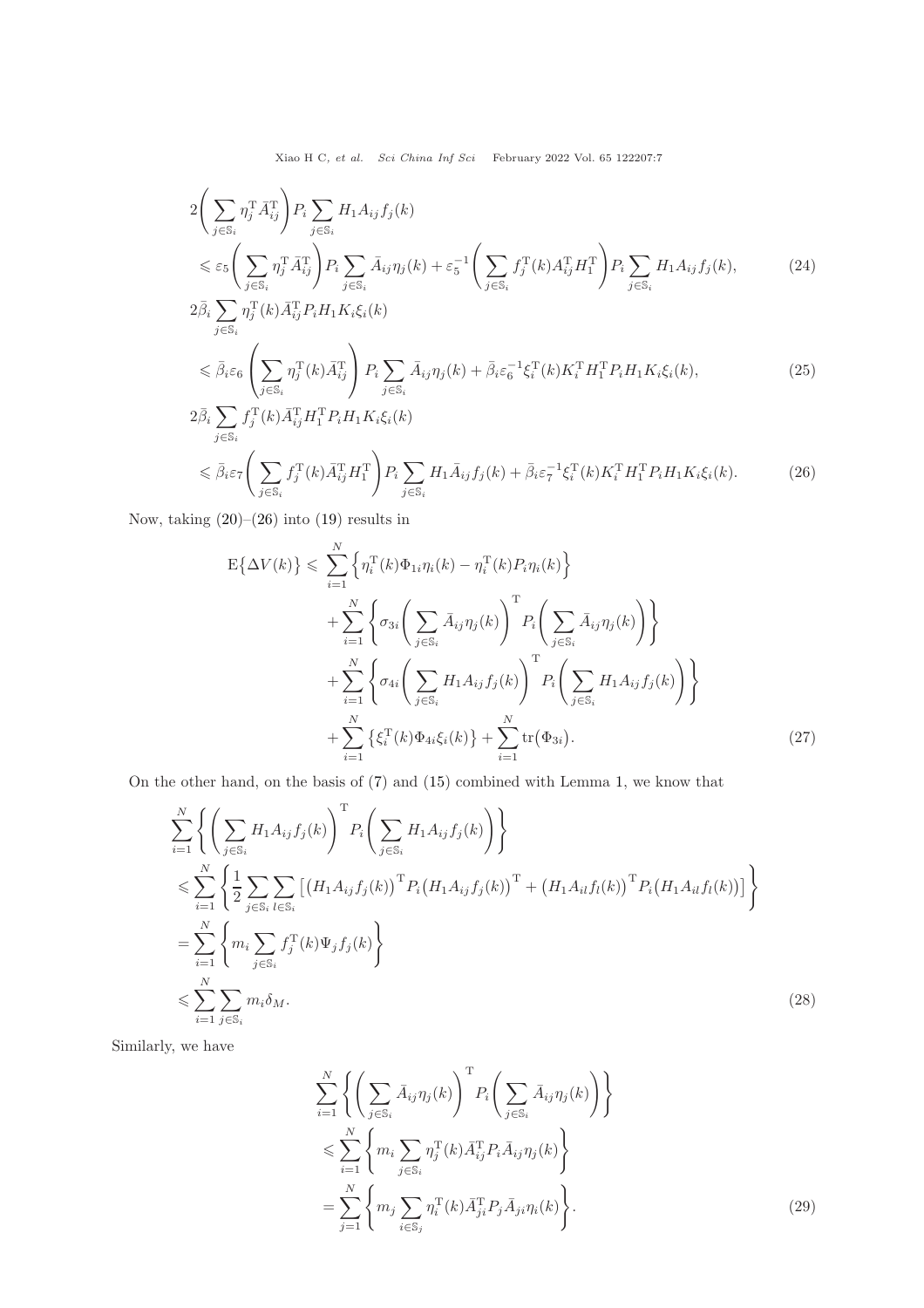$$
\begin{aligned}
&2\left(\sum_{j\in\mathbb{S}_i}\eta_j^{\mathrm{T}}\bar{A}_{ij}^{\mathrm{T}}\right)P_i\sum_{j\in\mathbb{S}_i}H_1A_{ij}f_j(k)\\
&\leqslant \varepsilon_5\left(\sum_{j\in\mathbb{S}_i}\eta_j^{\mathrm{T}}\bar{A}_{ij}^{\mathrm{T}}\right)P_i\sum_{j\in\mathbb{S}_i}\bar{A}_{ij}\eta_j(k)+\varepsilon_5^{-1}\left(\sum_{j\in\mathbb{S}_i}f_j^{\mathrm{T}}(k)A_{ij}^{\mathrm{T}}H_1^{\mathrm{T}}\right)P_i\sum_{j\in\mathbb{S}_i}H_1A_{ij}f_j(k),
\end{aligned}
\tag{24}
$$

$$
\begin{aligned}
&2\bar{\beta}_i\sum_{j\in\mathbb{S}_i}\eta_j^{\mathrm{T}}(k)\bar{A}_{ij}^{\mathrm{T}}P_iH_1K_i\xi_i(k)\\
&\leqslant \bar{\beta}_i\varepsilon_6\left(\sum_{j\in\mathbb{S}_i}\eta_j^{\mathrm{T}}(k)\bar{A}_{ij}^{\mathrm{T}}\right)P_i\sum_{j\in\mathbb{S}_i}\bar{A}_{ij}\eta_j(k)+\bar{\beta}_i\varepsilon_6^{-1}\xi_i^{\mathrm{T}}(k)K_i^{\mathrm{T}}H_1^{\mathrm{T}}P_iH_1K_i\xi_i(k),
\end{aligned}
\tag{25}
$$

$$
\begin{aligned}
&2\bar{\beta}_i\sum_{j\in\mathbb{S}_i}f_j^{\mathrm{T}}(k)\bar{A}_{ij}^{\mathrm{T}}H_1^{\mathrm{T}}P_iH_1K_i\xi_i(k)\\
&\leqslant \bar{\beta}_i\varepsilon_7\left(\sum_{j\in\mathbb{S}_i}f_j^{\mathrm{T}}(k)\bar{A}_{ij}^{\mathrm{T}}H_1^{\mathrm{T}}\right)P_i\sum_{j\in\mathbb{S}_i}H_1\bar{A}_{ij}f_j(k)+\bar{\beta}_i\varepsilon_7^{-1}\xi_i^{\mathrm{T}}(k)K_i^{\mathrm{T}}H_1^{\mathrm{T}}P_iH_1K_i\xi_i(k).
\end{aligned}
\tag{26}
$$

Now, taking (20)–(26) into (19) results in

$$
\begin{aligned}
\mathrm{E}\{\Delta V(k)\}\leqslant\ &\sum_{i=1}^{N}\left\{\eta_i^{\mathrm{T}}(k)\Phi_{1i}\eta_i(k)-\eta_i^{\mathrm{T}}(k)P_i\eta_i(k)\right\}\\
&+\sum_{i=1}^{N}\left\{\sigma_{3i}\left(\sum_{j\in\mathbb{S}_i}\bar{A}_{ij}\eta_j(k)\right)^{\mathrm{T}}P_i\left(\sum_{j\in\mathbb{S}_i}\bar{A}_{ij}\eta_j(k)\right)\right\}\\
&+\sum_{i=1}^{N}\left\{\sigma_{4i}\left(\sum_{j\in\mathbb{S}_i}H_1A_{ij}f_j(k)\right)^{\mathrm{T}}P_i\left(\sum_{j\in\mathbb{S}_i}H_1A_{ij}f_j(k)\right)\right\}\\
&+\sum_{i=1}^{N}\left\{\xi_i^{\mathrm{T}}(k)\Phi_{4i}\xi_i(k)\right\}+\sum_{i=1}^{N}\mathrm{tr}(\Phi_{3i}).
\end{aligned}
\tag{27}
$$

On the other hand, on the basis of (7) and (15) combined with Lemma 1, we know that

$$
\begin{aligned}
&\sum_{i=1}^{N}\left\{\left(\sum_{j\in\mathbb{S}_i}H_1A_{ij}f_j(k)\right)^{\mathrm{T}}P_i\left(\sum_{j\in\mathbb{S}_i}H_1A_{ij}f_j(k)\right)\right\}\\
&\leqslant\sum_{i=1}^{N}\left\{\frac{1}{2}\sum_{j\in\mathbb{S}_i}\sum_{l\in\mathbb{S}_i}\left[\left(H_1A_{ij}f_j(k)\right)^{\mathrm{T}}P_i\left(H_1A_{ij}f_j(k)\right)^{\mathrm{T}}+\left(H_1A_{il}f_l(k)\right)^{\mathrm{T}}P_i\left(H_1A_{il}f_l(k)\right)\right]\right\}\\
&=\sum_{i=1}^{N}\left\{m_i\sum_{j\in\mathbb{S}_i}f_j^{\mathrm{T}}(k)\Psi_jf_j(k)\right\}\\
&\leqslant\sum_{i=1}^{N}\sum_{j\in\mathbb{S}_i}m_i\delta_M.
\end{aligned}
\tag{28}
$$

Similarly, we have

$$
\begin{aligned}
&\sum_{i=1}^{N}\left\{\left(\sum_{j\in\mathbb{S}_i}\bar{A}_{ij}\eta_j(k)\right)^{\mathrm{T}}P_i\left(\sum_{j\in\mathbb{S}_i}\bar{A}_{ij}\eta_j(k)\right)\right\}\\
&\leqslant\sum_{i=1}^{N}\left\{m_i\sum_{j\in\mathbb{S}_i}\eta_j^{\mathrm{T}}(k)\bar{A}_{ij}^{\mathrm{T}}P_i\bar{A}_{ij}\eta_j(k)\right\}\\
&=\sum_{j=1}^{N}\left\{m_j\sum_{i\in\mathbb{S}_j}\eta_i^{\mathrm{T}}(k)\bar{A}_{ji}^{\mathrm{T}}P_j\bar{A}_{ji}\eta_i(k)\right\}.
\end{aligned}
\tag{29}
$$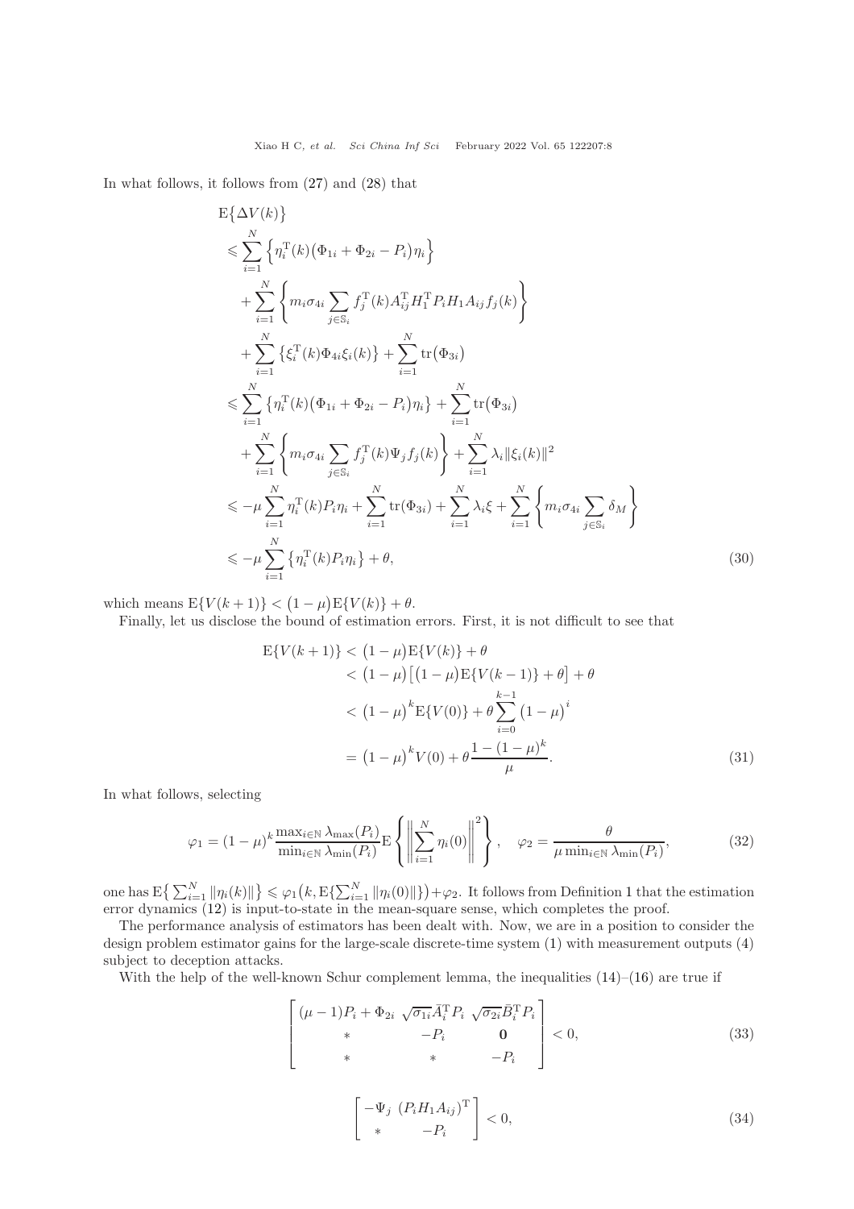In what follows, it follows from (27) and (28) that

$$
\begin{aligned}
&\mathrm{E}\big\{\Delta V(k)\big\} \\
&\leqslant \sum_{i=1}^{N}\Big\{\eta_i^{\mathrm{T}}(k)\big(\Phi_{1i}+\Phi_{2i}-P_i\big)\eta_i\Big\} \\
&\quad+\sum_{i=1}^{N}\left\{m_i\sigma_{4i}\sum_{j\in\mathbb{S}_i}f_j^{\mathrm{T}}(k)A_{ij}^{\mathrm{T}}H_1^{\mathrm{T}}P_iH_1A_{ij}f_j(k)\right\} \\
&\quad+\sum_{i=1}^{N}\big\{\xi_i^{\mathrm{T}}(k)\Phi_{4i}\xi_i(k)\big\}+\sum_{i=1}^{N}\mathrm{tr}\big(\Phi_{3i}\big) \\
&\leqslant \sum_{i=1}^{N}\big\{\eta_i^{\mathrm{T}}(k)\big(\Phi_{1i}+\Phi_{2i}-P_i\big)\eta_i\big\}+\sum_{i=1}^{N}\mathrm{tr}\big(\Phi_{3i}\big) \\
&\quad+\sum_{i=1}^{N}\left\{m_i\sigma_{4i}\sum_{j\in\mathbb{S}_i}f_j^{\mathrm{T}}(k)\Psi_jf_j(k)\right\}+\sum_{i=1}^{N}\lambda_i\|\xi_i(k)\|^2 \\
&\leqslant -\mu\sum_{i=1}^{N}\eta_i^{\mathrm{T}}(k)P_i\eta_i+\sum_{i=1}^{N}\mathrm{tr}(\Phi_{3i})+\sum_{i=1}^{N}\lambda_i\xi+\sum_{i=1}^{N}\left\{m_i\sigma_{4i}\sum_{j\in\mathbb{S}_i}\delta_M\right\} \\
&\leqslant -\mu\sum_{i=1}^{N}\big\{\eta_i^{\mathrm{T}}(k)P_i\eta_i\big\}+\theta,
\end{aligned} \tag{30}
$$

which means $\mathrm{E}\{V(k+1)\}<\big(1-\mu\big)\mathrm{E}\{V(k)\}+\theta$.

Finally, let us disclose the bound of estimation errors. First, it is not difficult to see that

$$
\begin{aligned}
\mathrm{E}\{V(k+1)\}&<\big(1-\mu\big)\mathrm{E}\{V(k)\}+\theta \\
&<\big(1-\mu\big)\big[\big(1-\mu\big)\mathrm{E}\{V(k-1)\}+\theta\big]+\theta \\
&<\big(1-\mu\big)^k\mathrm{E}\{V(0)\}+\theta\sum_{i=0}^{k-1}\big(1-\mu\big)^i \\
&=\big(1-\mu\big)^kV(0)+\theta\frac{1-(1-\mu)^k}{\mu}.
\end{aligned} \tag{31}
$$

In what follows, selecting

$$
\varphi_1=(1-\mu)^k\frac{\max_{i\in\mathbb{N}}\lambda_{\max}(P_i)}{\min_{i\in\mathbb{N}}\lambda_{\min}(P_i)}\mathrm{E}\left\{\left\|\sum_{i=1}^{N}\eta_i(0)\right\|^2\right\},\quad \varphi_2=\frac{\theta}{\mu\min_{i\in\mathbb{N}}\lambda_{\min}(P_i)}, \tag{32}
$$

one has $\mathrm{E}\big\{\sum_{i=1}^{N}\|\eta_i(k)\|\big\}\leqslant\varphi_1\big(k,\mathrm{E}\{\sum_{i=1}^{N}\|\eta_i(0)\|\}\big)+\varphi_2$. It follows from Definition 1 that the estimation error dynamics (12) is input-to-state in the mean-square sense, which completes the proof.

The performance analysis of estimators has been dealt with. Now, we are in a position to consider the design problem estimator gains for the large-scale discrete-time system (1) with measurement outputs (4) subject to deception attacks.

With the help of the well-known Schur complement lemma, the inequalities (14)–(16) are true if

$$
\begin{bmatrix}
(\mu-1)P_i+\Phi_{2i} & \sqrt{\sigma_{1i}}\bar{A}_i^{\mathrm{T}}P_i & \sqrt{\sigma_{2i}}\bar{B}_i^{\mathrm{T}}P_i \\
* & -P_i & \mathbf{0} \\
* & * & -P_i
\end{bmatrix}<0, \tag{33}
$$

$$
\begin{bmatrix}
-\Psi_j & (P_iH_1A_{ij})^{\mathrm{T}} \\
* & -P_i
\end{bmatrix}<0, \tag{34}
$$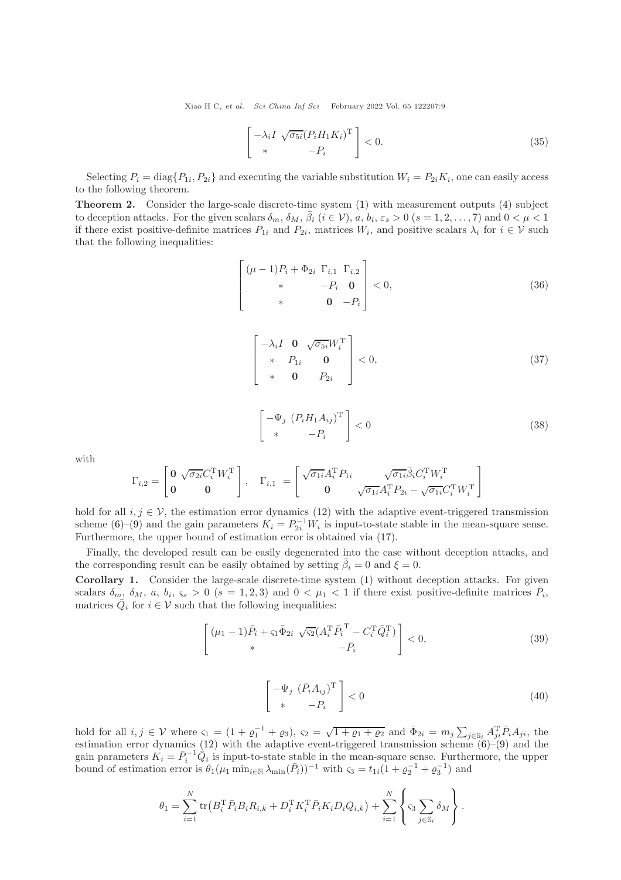$$
\begin{bmatrix} -\lambda_i I & \sqrt{\sigma_{5i}}(P_i H_1 K_i)^{\mathrm{T}} \\ * & -P_i \end{bmatrix} < 0. \tag{35}
$$

Selecting $P_i = \mathrm{diag}\{P_{1i}, P_{2i}\}$ and executing the variable substitution $W_i = P_{2i}K_i$, one can easily access to the following theorem.

**Theorem 2.** Consider the large-scale discrete-time system (1) with measurement outputs (4) subject to deception attacks. For the given scalars $\delta_m$, $\delta_M$, $\bar{\beta}_i$ ($i \in \mathcal{V}$), $a$, $b_i$, $\varepsilon_s > 0$ ($s = 1, 2, \ldots, 7$) and $0 < \mu < 1$ if there exist positive-definite matrices $P_{1i}$ and $P_{2i}$, matrices $W_i$, and positive scalars $\lambda_i$ for $i \in \mathcal{V}$ such that the following inequalities:

$$
\begin{bmatrix} (\mu - 1)P_i + \Phi_{2i} & \Gamma_{i,1} & \Gamma_{i,2} \\ * & -P_i & \mathbf{0} \\ * & \mathbf{0} & -P_i \end{bmatrix} < 0, \tag{36}
$$

$$
\begin{bmatrix} -\lambda_i I & \mathbf{0} & \sqrt{\sigma_{5i}} W_i^{\mathrm{T}} \\ * & P_{1i} & \mathbf{0} \\ * & \mathbf{0} & P_{2i} \end{bmatrix} < 0, \tag{37}
$$

$$
\begin{bmatrix} -\Psi_j & (P_i H_1 A_{ij})^{\mathrm{T}} \\ * & -P_i \end{bmatrix} < 0 \tag{38}
$$

with

$$
\Gamma_{i,2} = \begin{bmatrix} \mathbf{0} & \sqrt{\sigma_{2i}} C_i^{\mathrm{T}} W_i^{\mathrm{T}} \\ \mathbf{0} & \mathbf{0} \end{bmatrix}, \quad \Gamma_{i,1} = \begin{bmatrix} \sqrt{\sigma_{1i}} A_i^{\mathrm{T}} P_{1i} & \sqrt{\sigma_{1i}} \bar{\beta}_i C_i^{\mathrm{T}} W_i^{\mathrm{T}} \\ \mathbf{0} & \sqrt{\sigma_{1i}} A_i^{\mathrm{T}} P_{2i} - \sqrt{\sigma_{1i}} C_i^{\mathrm{T}} W_i^{\mathrm{T}} \end{bmatrix}
$$

hold for all $i, j \in \mathcal{V}$, the estimation error dynamics (12) with the adaptive event-triggered transmission scheme (6)–(9) and the gain parameters $K_i = P_{2i}^{-1} W_i$ is input-to-state stable in the mean-square sense. Furthermore, the upper bound of estimation error is obtained via (17).

Finally, the developed result can be easily degenerated into the case without deception attacks, and the corresponding result can be easily obtained by setting $\bar{\beta}_i = 0$ and $\xi = 0$.

**Corollary 1.** Consider the large-scale discrete-time system (1) without deception attacks. For given scalars $\delta_m$, $\delta_M$, $a$, $b_i$, $\varsigma_s > 0$ ($s = 1, 2, 3$) and $0 < \mu_1 < 1$ if there exist positive-definite matrices $\bar{P}_i$, matrices $\bar{Q}_i$ for $i \in \mathcal{V}$ such that the following inequalities:

$$
\begin{bmatrix} (\mu_1 - 1)\bar{P}_i + \varsigma_1 \bar{\Phi}_{2i} & \sqrt{\varsigma_2}(A_i^{\mathrm{T}} \bar{P}_i{}^{\mathrm{T}} - C_i^{\mathrm{T}} \bar{Q}_i^{\mathrm{T}}) \\ * & -\bar{P}_i \end{bmatrix} < 0, \tag{39}
$$

$$
\begin{bmatrix} -\Psi_j & (\bar{P}_i A_{ij})^{\mathrm{T}} \\ * & -P_i \end{bmatrix} < 0 \tag{40}
$$

hold for all $i, j \in \mathcal{V}$ where $\varsigma_1 = (1 + \varrho_1^{-1} + \varrho_3)$, $\varsigma_2 = \sqrt{1 + \varrho_1 + \varrho_2}$ and $\bar{\Phi}_{2i} = m_j \sum_{j \in \mathbb{S}_i} A_{ji}^{\mathrm{T}} \bar{P}_i A_{ji}$, the estimation error dynamics (12) with the adaptive event-triggered transmission scheme (6)–(9) and the gain parameters $K_i = \bar{P}_i^{-1} \bar{Q}_i$ is input-to-state stable in the mean-square sense. Furthermore, the upper bound of estimation error is $\theta_1(\mu_1 \min_{i \in \mathbb{N}} \lambda_{\min}(\bar{P}_i))^{-1}$ with $\varsigma_3 = t_{1i}(1 + \varrho_2^{-1} + \varrho_3^{-1})$ and

$$
\theta_1 = \sum_{i=1}^{N} \mathrm{tr}\big(B_i^{\mathrm{T}} \bar{P}_i B_i R_{i,k} + D_i^{\mathrm{T}} K_i^{\mathrm{T}} \bar{P}_i K_i D_i Q_{i,k}\big) + \sum_{i=1}^{N} \left\{ \varsigma_3 \sum_{j \in \mathbb{S}_i} \delta_M \right\}.
$$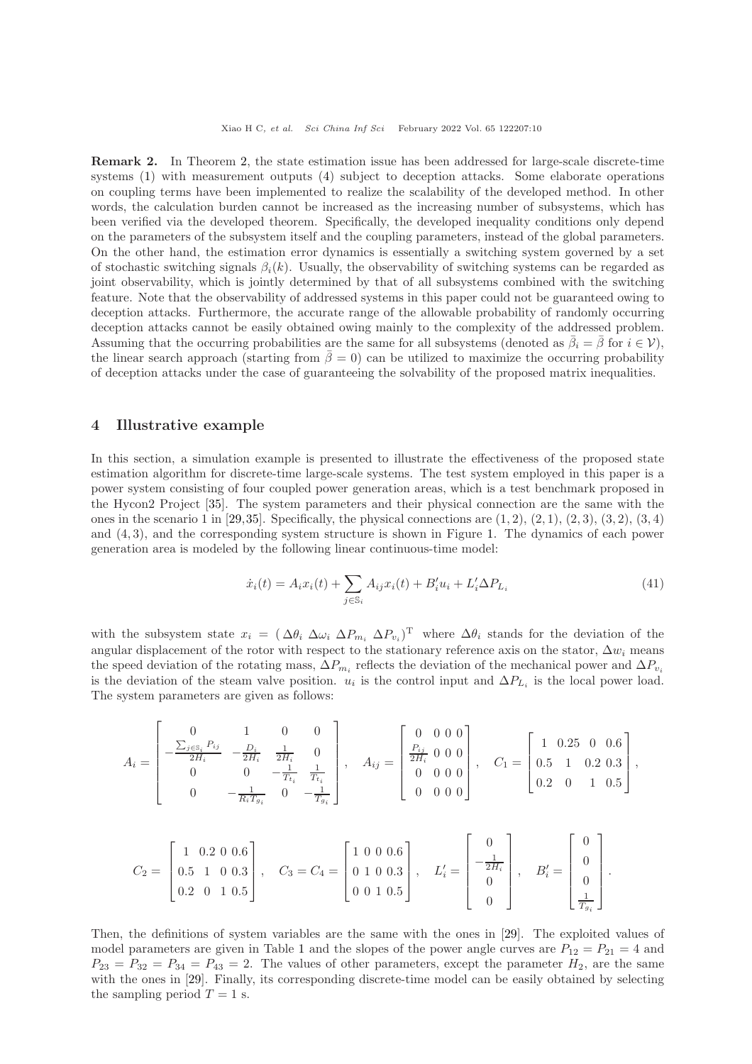**Remark 2.** In Theorem 2, the state estimation issue has been addressed for large-scale discrete-time systems (1) with measurement outputs (4) subject to deception attacks. Some elaborate operations on coupling terms have been implemented to realize the scalability of the developed method. In other words, the calculation burden cannot be increased as the increasing number of subsystems, which has been verified via the developed theorem. Specifically, the developed inequality conditions only depend on the parameters of the subsystem itself and the coupling parameters, instead of the global parameters. On the other hand, the estimation error dynamics is essentially a switching system governed by a set of stochastic switching signals $\beta_i(k)$. Usually, the observability of switching systems can be regarded as joint observability, which is jointly determined by that of all subsystems combined with the switching feature. Note that the observability of addressed systems in this paper could not be guaranteed owing to deception attacks. Furthermore, the accurate range of the allowable probability of randomly occurring deception attacks cannot be easily obtained owing mainly to the complexity of the addressed problem. Assuming that the occurring probabilities are the same for all subsystems (denoted as $\bar{\beta}_i = \bar{\beta}$ for $i \in \mathcal{V}$), the linear search approach (starting from $\bar{\beta} = 0$) can be utilized to maximize the occurring probability of deception attacks under the case of guaranteeing the solvability of the proposed matrix inequalities.

## 4 Illustrative example

In this section, a simulation example is presented to illustrate the effectiveness of the proposed state estimation algorithm for discrete-time large-scale systems. The test system employed in this paper is a power system consisting of four coupled power generation areas, which is a test benchmark proposed in the Hycon2 Project [35]. The system parameters and their physical connection are the same with the ones in the scenario 1 in [29,35]. Specifically, the physical connections are $(1,2)$, $(2,1)$, $(2,3)$, $(3,2)$, $(3,4)$ and $(4,3)$, and the corresponding system structure is shown in Figure 1. The dynamics of each power generation area is modeled by the following linear continuous-time model:

$$\dot{x}_i(t) = A_i x_i(t) + \sum_{j \in \mathbb{S}_i} A_{ij} x_i(t) + B'_i u_i + L'_i \Delta P_{L_i} \tag{41}$$

with the subsystem state $x_i = (\,\Delta\theta_i \ \Delta\omega_i \ \Delta P_{m_i} \ \Delta P_{v_i})^{\mathrm{T}}$ where $\Delta\theta_i$ stands for the deviation of the angular displacement of the rotor with respect to the stationary reference axis on the stator, $\Delta w_i$ means the speed deviation of the rotating mass, $\Delta P_{m_i}$ reflects the deviation of the mechanical power and $\Delta P_{v_i}$ is the deviation of the steam valve position. $u_i$ is the control input and $\Delta P_{L_i}$ is the local power load. The system parameters are given as follows:

$$A_i = \begin{bmatrix} 0 & 1 & 0 & 0 \\ -\frac{\sum_{j\in\mathbb{S}_i} P_{ij}}{2H_i} & -\frac{D_i}{2H_i} & \frac{1}{2H_i} & 0 \\ 0 & 0 & -\frac{1}{T_{t_i}} & \frac{1}{T_{t_i}} \\ 0 & -\frac{1}{R_i T_{g_i}} & 0 & -\frac{1}{T_{g_i}} \end{bmatrix}, \quad A_{ij} = \begin{bmatrix} 0 & 0 & 0 & 0 \\ \frac{P_{ij}}{2H_i} & 0 & 0 & 0 \\ 0 & 0 & 0 & 0 \\ 0 & 0 & 0 & 0 \end{bmatrix}, \quad C_1 = \begin{bmatrix} 1 & 0.25 & 0 & 0.6 \\ 0.5 & 1 & 0.2 & 0.3 \\ 0.2 & 0 & 1 & 0.5 \end{bmatrix},$$

$$C_2 = \begin{bmatrix} 1 & 0.2 & 0 & 0.6 \\ 0.5 & 1 & 0 & 0.3 \\ 0.2 & 0 & 1 & 0.5 \end{bmatrix}, \quad C_3 = C_4 = \begin{bmatrix} 1 & 0 & 0 & 0.6 \\ 0 & 1 & 0 & 0.3 \\ 0 & 0 & 1 & 0.5 \end{bmatrix}, \quad L'_i = \begin{bmatrix} 0 \\ -\frac{1}{2H_i} \\ 0 \\ 0 \end{bmatrix}, \quad B'_i = \begin{bmatrix} 0 \\ 0 \\ 0 \\ \frac{1}{T_{g_i}} \end{bmatrix}.$$

Then, the definitions of system variables are the same with the ones in [29]. The exploited values of model parameters are given in Table 1 and the slopes of the power angle curves are $P_{12} = P_{21} = 4$ and $P_{23} = P_{32} = P_{34} = P_{43} = 2$. The values of other parameters, except the parameter $H_2$, are the same with the ones in [29]. Finally, its corresponding discrete-time model can be easily obtained by selecting the sampling period $T = 1$ s.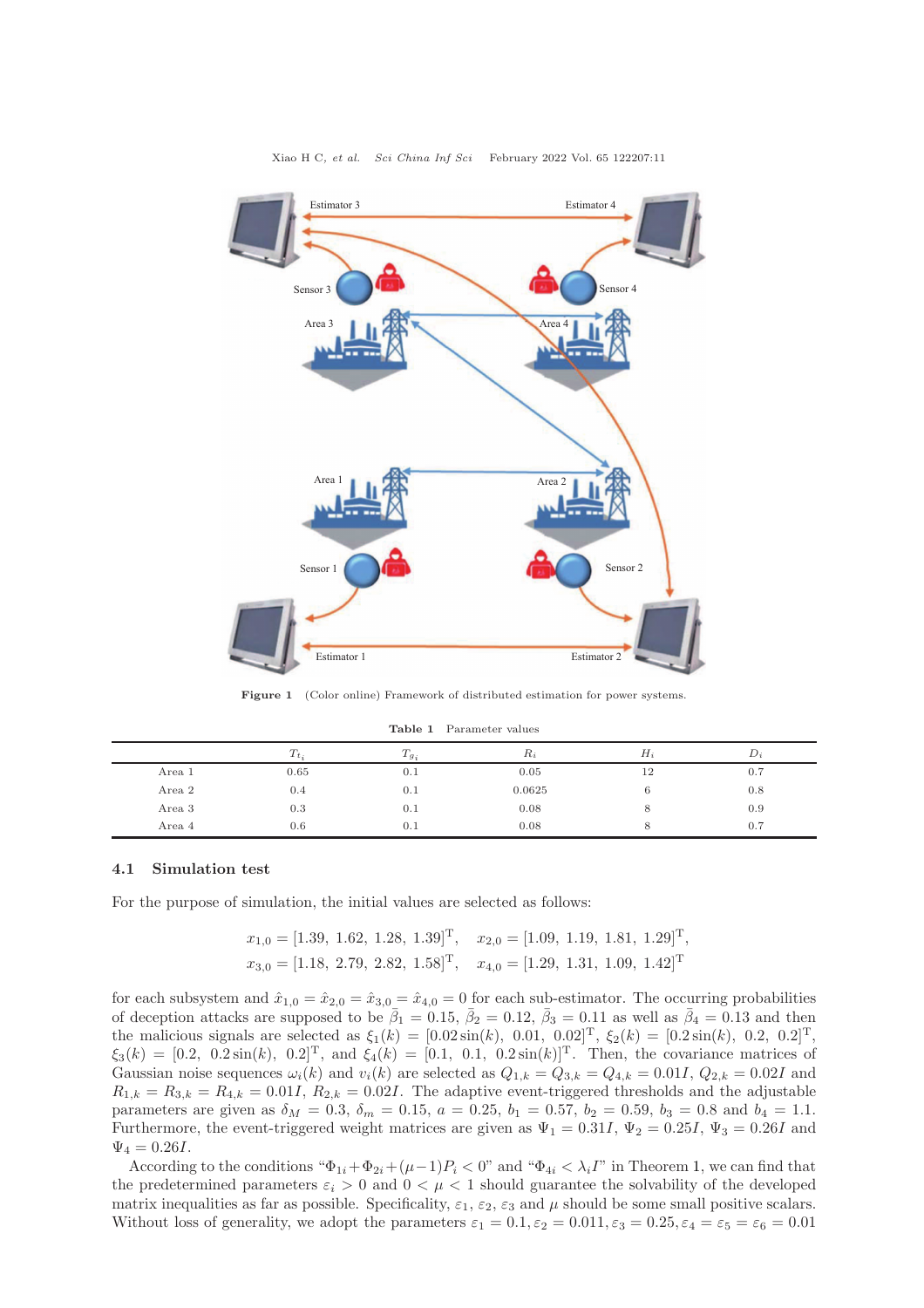Figure 1 (Color online) Framework of distributed estimation for power systems.

Table 1 Parameter values

| | $T_{t_i}$ | $T_{g_i}$ | $R_i$ | $H_i$ | $D_i$ |
|---|---|---|---|---|---|
| Area 1 | 0.65 | 0.1 | 0.05 | 12 | 0.7 |
| Area 2 | 0.4 | 0.1 | 0.0625 | 6 | 0.8 |
| Area 3 | 0.3 | 0.1 | 0.08 | 8 | 0.9 |
| Area 4 | 0.6 | 0.1 | 0.08 | 8 | 0.7 |

### 4.1 Simulation test

For the purpose of simulation, the initial values are selected as follows:

$$x_{1,0} = [1.39,\ 1.62,\ 1.28,\ 1.39]^{\mathrm{T}},\quad x_{2,0} = [1.09,\ 1.19,\ 1.81,\ 1.29]^{\mathrm{T}},$$
$$x_{3,0} = [1.18,\ 2.79,\ 2.82,\ 1.58]^{\mathrm{T}},\quad x_{4,0} = [1.29,\ 1.31,\ 1.09,\ 1.42]^{\mathrm{T}}$$

for each subsystem and $\hat{x}_{1,0} = \hat{x}_{2,0} = \hat{x}_{3,0} = \hat{x}_{4,0} = 0$ for each sub-estimator. The occurring probabilities of deception attacks are supposed to be $\bar{\beta}_1 = 0.15$, $\bar{\beta}_2 = 0.12$, $\bar{\beta}_3 = 0.11$ as well as $\bar{\beta}_4 = 0.13$ and then the malicious signals are selected as $\xi_1(k) = [0.02\sin(k),\ 0.01,\ 0.02]^{\mathrm{T}}$, $\xi_2(k) = [0.2\sin(k),\ 0.2,\ 0.2]^{\mathrm{T}}$, $\xi_3(k) = [0.2,\ 0.2\sin(k),\ 0.2]^{\mathrm{T}}$, and $\xi_4(k) = [0.1,\ 0.1,\ 0.2\sin(k)]^{\mathrm{T}}$. Then, the covariance matrices of Gaussian noise sequences $\omega_i(k)$ and $v_i(k)$ are selected as $Q_{1,k} = Q_{3,k} = Q_{4,k} = 0.01I$, $Q_{2,k} = 0.02I$ and $R_{1,k} = R_{3,k} = R_{4,k} = 0.01I$, $R_{2,k} = 0.02I$. The adaptive event-triggered thresholds and the adjustable parameters are given as $\delta_M = 0.3$, $\delta_m = 0.15$, $a = 0.25$, $b_1 = 0.57$, $b_2 = 0.59$, $b_3 = 0.8$ and $b_4 = 1.1$. Furthermore, the event-triggered weight matrices are given as $\Psi_1 = 0.31I$, $\Psi_2 = 0.25I$, $\Psi_3 = 0.26I$ and $\Psi_4 = 0.26I$.

According to the conditions "$\Phi_{1i} + \Phi_{2i} + (\mu - 1)P_i < 0$" and "$\Phi_{4i} < \lambda_i I$" in Theorem 1, we can find that the predetermined parameters $\varepsilon_i > 0$ and $0 < \mu < 1$ should guarantee the solvability of the developed matrix inequalities as far as possible. Specificality, $\varepsilon_1$, $\varepsilon_2$, $\varepsilon_3$ and $\mu$ should be some small positive scalars. Without loss of generality, we adopt the parameters $\varepsilon_1 = 0.1, \varepsilon_2 = 0.011, \varepsilon_3 = 0.25, \varepsilon_4 = \varepsilon_5 = \varepsilon_6 = 0.01$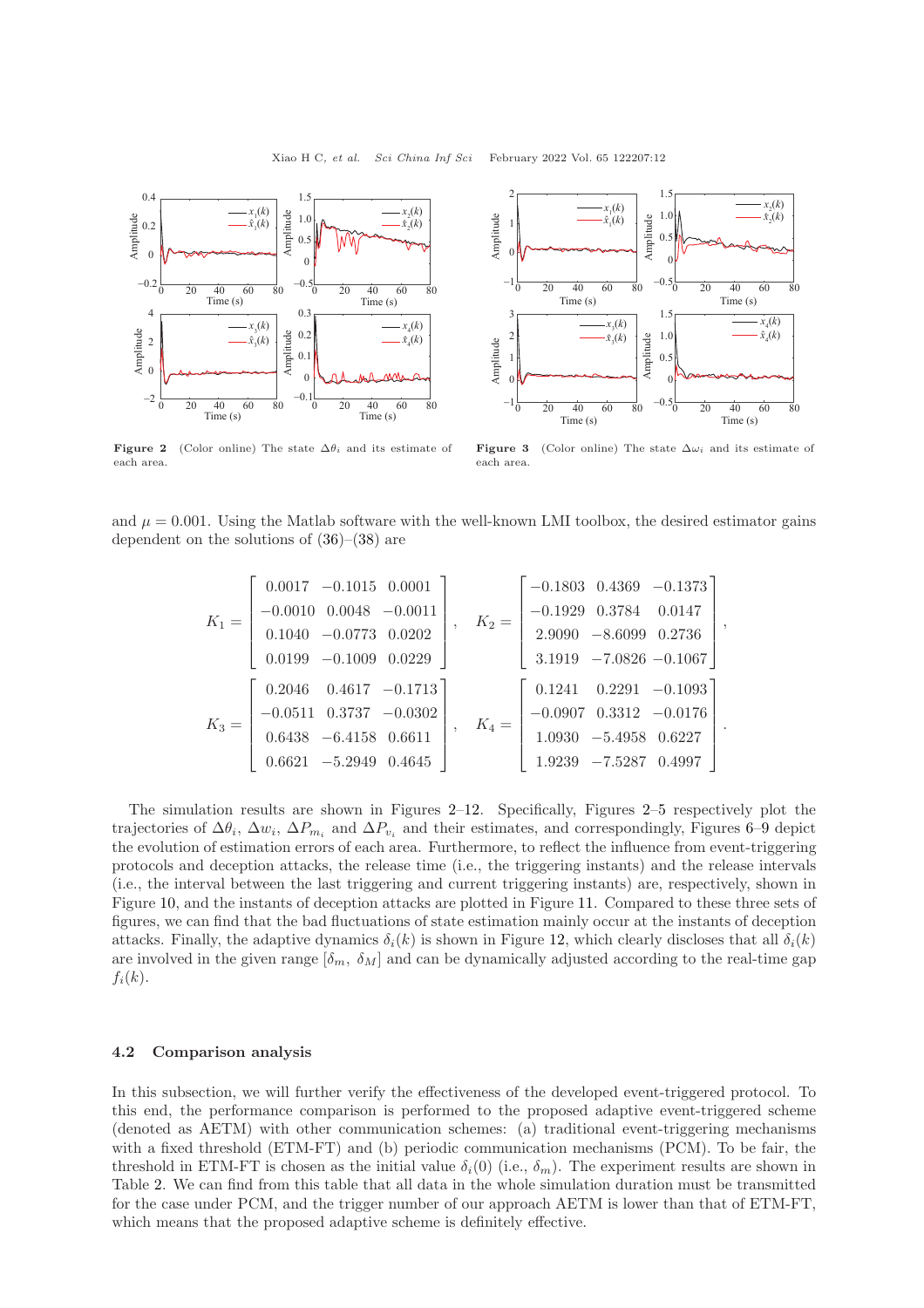**Figure 2** (Color online) The state $\Delta\theta_i$ and its estimate of each area.

**Figure 3** (Color online) The state $\Delta\omega_i$ and its estimate of each area.

and $\mu = 0.001$. Using the Matlab software with the well-known LMI toolbox, the desired estimator gains dependent on the solutions of (36)–(38) are

$$K_1 = \begin{bmatrix} 0.0017 & -0.1015 & 0.0001 \\ -0.0010 & 0.0048 & -0.0011 \\ 0.1040 & -0.0773 & 0.0202 \\ 0.0199 & -0.1009 & 0.0229 \end{bmatrix}, \quad K_2 = \begin{bmatrix} -0.1803 & 0.4369 & -0.1373 \\ -0.1929 & 0.3784 & 0.0147 \\ 2.9090 & -8.6099 & 0.2736 \\ 3.1919 & -7.0826 & -0.1067 \end{bmatrix},$$

$$K_3 = \begin{bmatrix} 0.2046 & 0.4617 & -0.1713 \\ -0.0511 & 0.3737 & -0.0302 \\ 0.6438 & -6.4158 & 0.6611 \\ 0.6621 & -5.2949 & 0.4645 \end{bmatrix}, \quad K_4 = \begin{bmatrix} 0.1241 & 0.2291 & -0.1093 \\ -0.0907 & 0.3312 & -0.0176 \\ 1.0930 & -5.4958 & 0.6227 \\ 1.9239 & -7.5287 & 0.4997 \end{bmatrix}.$$

The simulation results are shown in Figures 2–12. Specifically, Figures 2–5 respectively plot the trajectories of $\Delta\theta_i$, $\Delta w_i$, $\Delta P_{m_i}$ and $\Delta P_{v_i}$ and their estimates, and correspondingly, Figures 6–9 depict the evolution of estimation errors of each area. Furthermore, to reflect the influence from event-triggering protocols and deception attacks, the release time (i.e., the triggering instants) and the release intervals (i.e., the interval between the last triggering and current triggering instants) are, respectively, shown in Figure 10, and the instants of deception attacks are plotted in Figure 11. Compared to these three sets of figures, we can find that the bad fluctuations of state estimation mainly occur at the instants of deception attacks. Finally, the adaptive dynamics $\delta_i(k)$ is shown in Figure 12, which clearly discloses that all $\delta_i(k)$ are involved in the given range $[\delta_m, \ \delta_M]$ and can be dynamically adjusted according to the real-time gap $f_i(k)$.

### 4.2 Comparison analysis

In this subsection, we will further verify the effectiveness of the developed event-triggered protocol. To this end, the performance comparison is performed to the proposed adaptive event-triggered scheme (denoted as AETM) with other communication schemes: (a) traditional event-triggering mechanisms with a fixed threshold (ETM-FT) and (b) periodic communication mechanisms (PCM). To be fair, the threshold in ETM-FT is chosen as the initial value $\delta_i(0)$ (i.e., $\delta_m$). The experiment results are shown in Table 2. We can find from this table that all data in the whole simulation duration must be transmitted for the case under PCM, and the trigger number of our approach AETM is lower than that of ETM-FT, which means that the proposed adaptive scheme is definitely effective.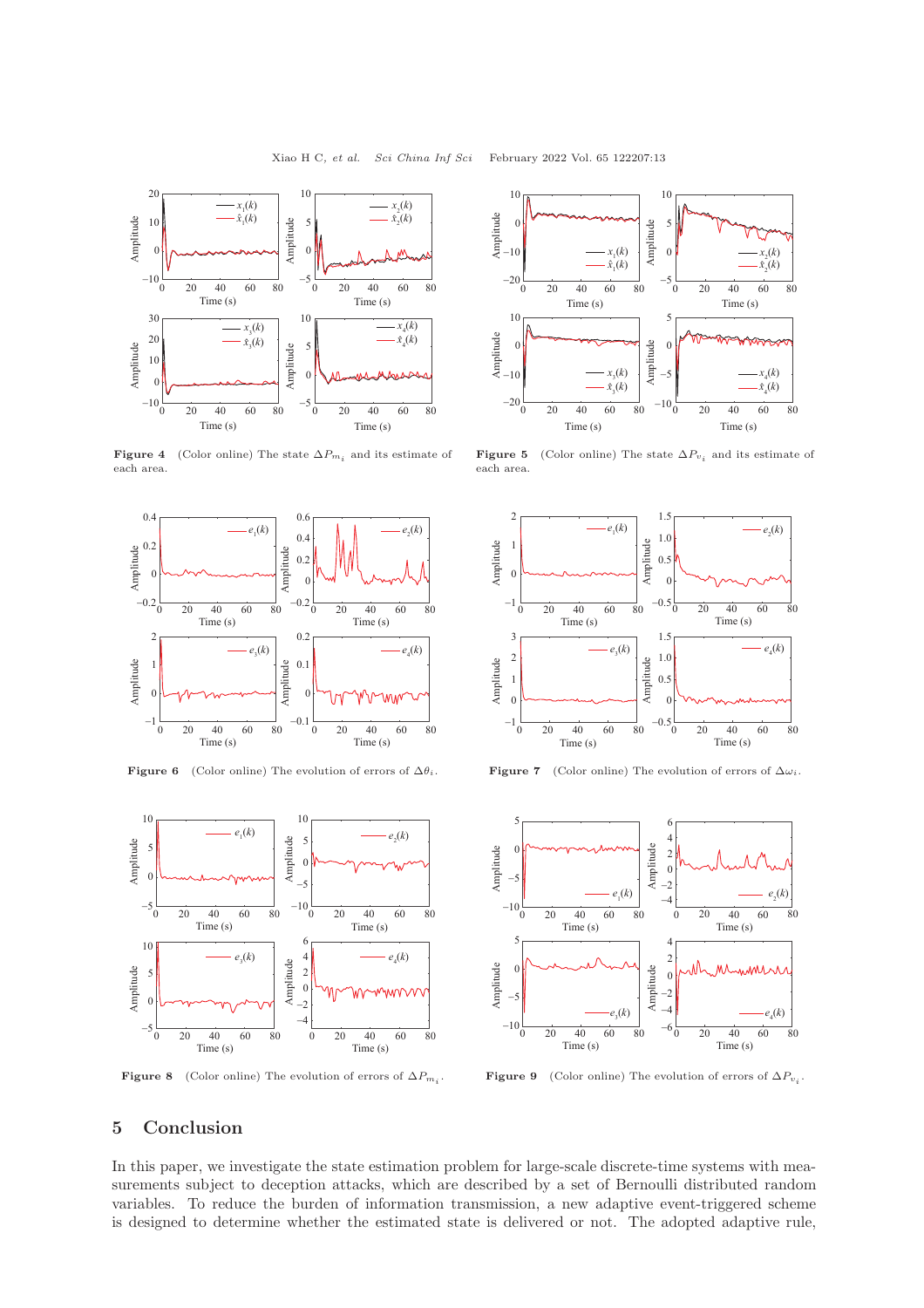**Figure 4** (Color online) The state $\Delta P_{m_i}$ and its estimate of each area.

**Figure 5** (Color online) The state $\Delta P_{v_i}$ and its estimate of each area.

**Figure 6** (Color online) The evolution of errors of $\Delta\theta_i$.

**Figure 7** (Color online) The evolution of errors of $\Delta\omega_i$.

**Figure 8** (Color online) The evolution of errors of $\Delta P_{m_i}$.

**Figure 9** (Color online) The evolution of errors of $\Delta P_{v_i}$.

## 5 Conclusion

In this paper, we investigate the state estimation problem for large-scale discrete-time systems with measurements subject to deception attacks, which are described by a set of Bernoulli distributed random variables. To reduce the burden of information transmission, a new adaptive event-triggered scheme is designed to determine whether the estimated state is delivered or not. The adopted adaptive rule,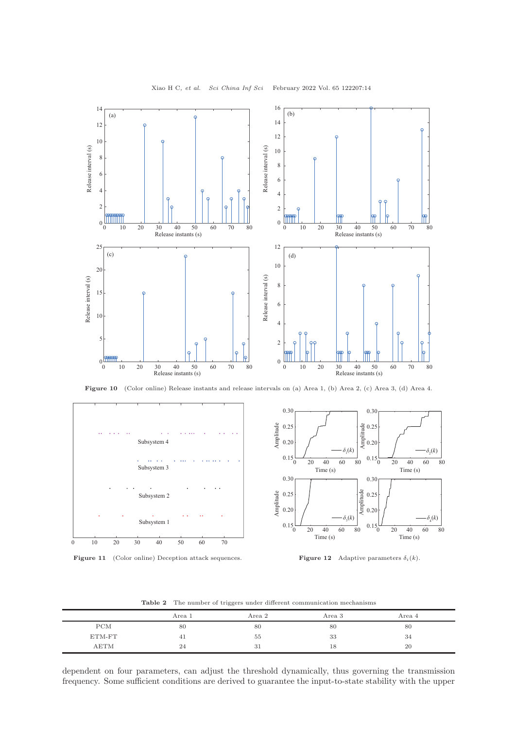Figure 10 (Color online) Release instants and release intervals on (a) Area 1, (b) Area 2, (c) Area 3, (d) Area 4.

Figure 11 (Color online) Deception attack sequences.

Figure 12 Adaptive parameters $\delta_i(k)$.

**Table 2** The number of triggers under different communication mechanisms

| | Area 1 | Area 2 | Area 3 | Area 4 |
|---|---|---|---|---|
| PCM | 80 | 80 | 80 | 80 |
| ETM-FT | 41 | 55 | 33 | 34 |
| AETM | 24 | 31 | 18 | 20 |

dependent on four parameters, can adjust the threshold dynamically, thus governing the transmission frequency. Some sufficient conditions are derived to guarantee the input-to-state stability with the upper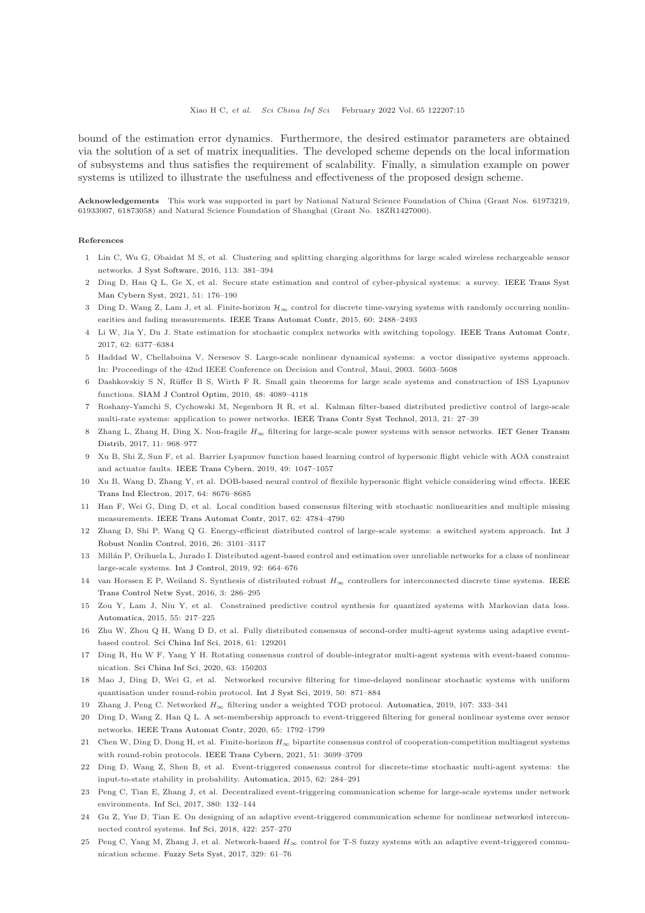bound of the estimation error dynamics. Furthermore, the desired estimator parameters are obtained via the solution of a set of matrix inequalities. The developed scheme depends on the local information of subsystems and thus satisfies the requirement of scalability. Finally, a simulation example on power systems is utilized to illustrate the usefulness and effectiveness of the proposed design scheme.

**Acknowledgements** This work was supported in part by National Natural Science Foundation of China (Grant Nos. 61973219, 61933007, 61873058) and Natural Science Foundation of Shanghai (Grant No. 18ZR1427000).

**References**

1. Lin C, Wu G, Obaidat M S, et al. Clustering and splitting charging algorithms for large scaled wireless rechargeable sensor networks. J Syst Software, 2016, 113: 381–394
2. Ding D, Han Q L, Ge X, et al. Secure state estimation and control of cyber-physical systems: a survey. IEEE Trans Syst Man Cybern Syst, 2021, 51: 176–190
3. Ding D, Wang Z, Lam J, et al. Finite-horizon $\mathcal{H}_\infty$ control for discrete time-varying systems with randomly occurring nonlinearities and fading measurements. IEEE Trans Automat Contr, 2015, 60: 2488–2493
4. Li W, Jia Y, Du J. State estimation for stochastic complex networks with switching topology. IEEE Trans Automat Contr, 2017, 62: 6377–6384
5. Haddad W, Chellaboina V, Nersesov S. Large-scale nonlinear dynamical systems: a vector dissipative systems approach. In: Proceedings of the 42nd IEEE Conference on Decision and Control, Maui, 2003. 5603–5608
6. Dashkovskiy S N, Rüffer B S, Wirth F R. Small gain theorems for large scale systems and construction of ISS Lyapunov functions. SIAM J Control Optim, 2010, 48: 4089–4118
7. Roshany-Yamchi S, Cychowski M, Negenborn R R, et al. Kalman filter-based distributed predictive control of large-scale multi-rate systems: application to power networks. IEEE Trans Contr Syst Technol, 2013, 21: 27–39
8. Zhang L, Zhang H, Ding X. Non-fragile $H_\infty$ filtering for large-scale power systems with sensor networks. IET Gener Transm Distrib, 2017, 11: 968–977
9. Xu B, Shi Z, Sun F, et al. Barrier Lyapunov function based learning control of hypersonic flight vehicle with AOA constraint and actuator faults. IEEE Trans Cybern, 2019, 49: 1047–1057
10. Xu B, Wang D, Zhang Y, et al. DOB-based neural control of flexible hypersonic flight vehicle considering wind effects. IEEE Trans Ind Electron, 2017, 64: 8676–8685
11. Han F, Wei G, Ding D, et al. Local condition based consensus filtering with stochastic nonlinearities and multiple missing measurements. IEEE Trans Automat Contr, 2017, 62: 4784–4790
12. Zhang D, Shi P, Wang Q G. Energy-efficient distributed control of large-scale systems: a switched system approach. Int J Robust Nonlin Control, 2016, 26: 3101–3117
13. Millán P, Orihuela L, Jurado I. Distributed agent-based control and estimation over unreliable networks for a class of nonlinear large-scale systems. Int J Control, 2019, 92: 664–676
14. van Horssen E P, Weiland S. Synthesis of distributed robust $H_\infty$ controllers for interconnected discrete time systems. IEEE Trans Control Netw Syst, 2016, 3: 286–295
15. Zou Y, Lam J, Niu Y, et al. Constrained predictive control synthesis for quantized systems with Markovian data loss. Automatica, 2015, 55: 217–225
16. Zhu W, Zhou Q H, Wang D D, et al. Fully distributed consensus of second-order multi-agent systems using adaptive event-based control. Sci China Inf Sci, 2018, 61: 129201
17. Ding R, Hu W F, Yang Y H. Rotating consensus control of double-integrator multi-agent systems with event-based communication. Sci China Inf Sci, 2020, 63: 150203
18. Mao J, Ding D, Wei G, et al. Networked recursive filtering for time-delayed nonlinear stochastic systems with uniform quantisation under round-robin protocol. Int J Syst Sci, 2019, 50: 871–884
19. Zhang J, Peng C. Networked $H_\infty$ filtering under a weighted TOD protocol. Automatica, 2019, 107: 333–341
20. Ding D, Wang Z, Han Q L. A set-membership approach to event-triggered filtering for general nonlinear systems over sensor networks. IEEE Trans Automat Contr, 2020, 65: 1792–1799
21. Chen W, Ding D, Dong H, et al. Finite-horizon $H_\infty$ bipartite consensus control of cooperation-competition multiagent systems with round-robin protocols. IEEE Trans Cybern, 2021, 51: 3699–3709
22. Ding D, Wang Z, Shen B, et al. Event-triggered consensus control for discrete-time stochastic multi-agent systems: the input-to-state stability in probability. Automatica, 2015, 62: 284–291
23. Peng C, Tian E, Zhang J, et al. Decentralized event-triggering communication scheme for large-scale systems under network environments. Inf Sci, 2017, 380: 132–144
24. Gu Z, Yue D, Tian E. On designing of an adaptive event-triggered communication scheme for nonlinear networked interconnected control systems. Inf Sci, 2018, 422: 257–270
25. Peng C, Yang M, Zhang J, et al. Network-based $H_\infty$ control for T-S fuzzy systems with an adaptive event-triggered communication scheme. Fuzzy Sets Syst, 2017, 329: 61–76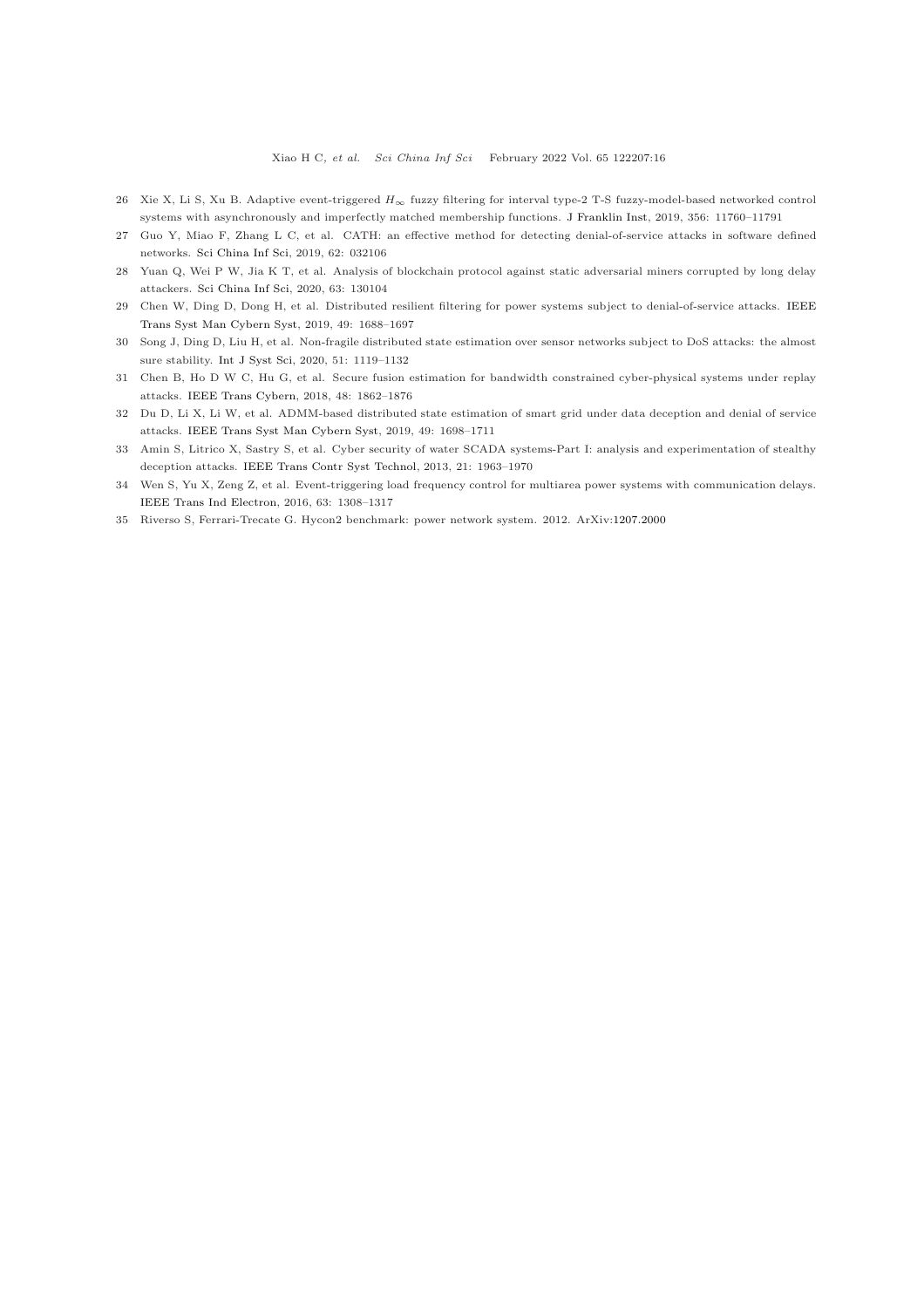26 Xie X, Li S, Xu B. Adaptive event-triggered $H_\infty$ fuzzy filtering for interval type-2 T-S fuzzy-model-based networked control systems with asynchronously and imperfectly matched membership functions. J Franklin Inst, 2019, 356: 11760–11791

27 Guo Y, Miao F, Zhang L C, et al. CATH: an effective method for detecting denial-of-service attacks in software defined networks. Sci China Inf Sci, 2019, 62: 032106

28 Yuan Q, Wei P W, Jia K T, et al. Analysis of blockchain protocol against static adversarial miners corrupted by long delay attackers. Sci China Inf Sci, 2020, 63: 130104

29 Chen W, Ding D, Dong H, et al. Distributed resilient filtering for power systems subject to denial-of-service attacks. IEEE Trans Syst Man Cybern Syst, 2019, 49: 1688–1697

30 Song J, Ding D, Liu H, et al. Non-fragile distributed state estimation over sensor networks subject to DoS attacks: the almost sure stability. Int J Syst Sci, 2020, 51: 1119–1132

31 Chen B, Ho D W C, Hu G, et al. Secure fusion estimation for bandwidth constrained cyber-physical systems under replay attacks. IEEE Trans Cybern, 2018, 48: 1862–1876

32 Du D, Li X, Li W, et al. ADMM-based distributed state estimation of smart grid under data deception and denial of service attacks. IEEE Trans Syst Man Cybern Syst, 2019, 49: 1698–1711

33 Amin S, Litrico X, Sastry S, et al. Cyber security of water SCADA systems-Part I: analysis and experimentation of stealthy deception attacks. IEEE Trans Contr Syst Technol, 2013, 21: 1963–1970

34 Wen S, Yu X, Zeng Z, et al. Event-triggering load frequency control for multiarea power systems with communication delays. IEEE Trans Ind Electron, 2016, 63: 1308–1317

35 Riverso S, Ferrari-Trecate G. Hycon2 benchmark: power network system. 2012. ArXiv:1207.2000